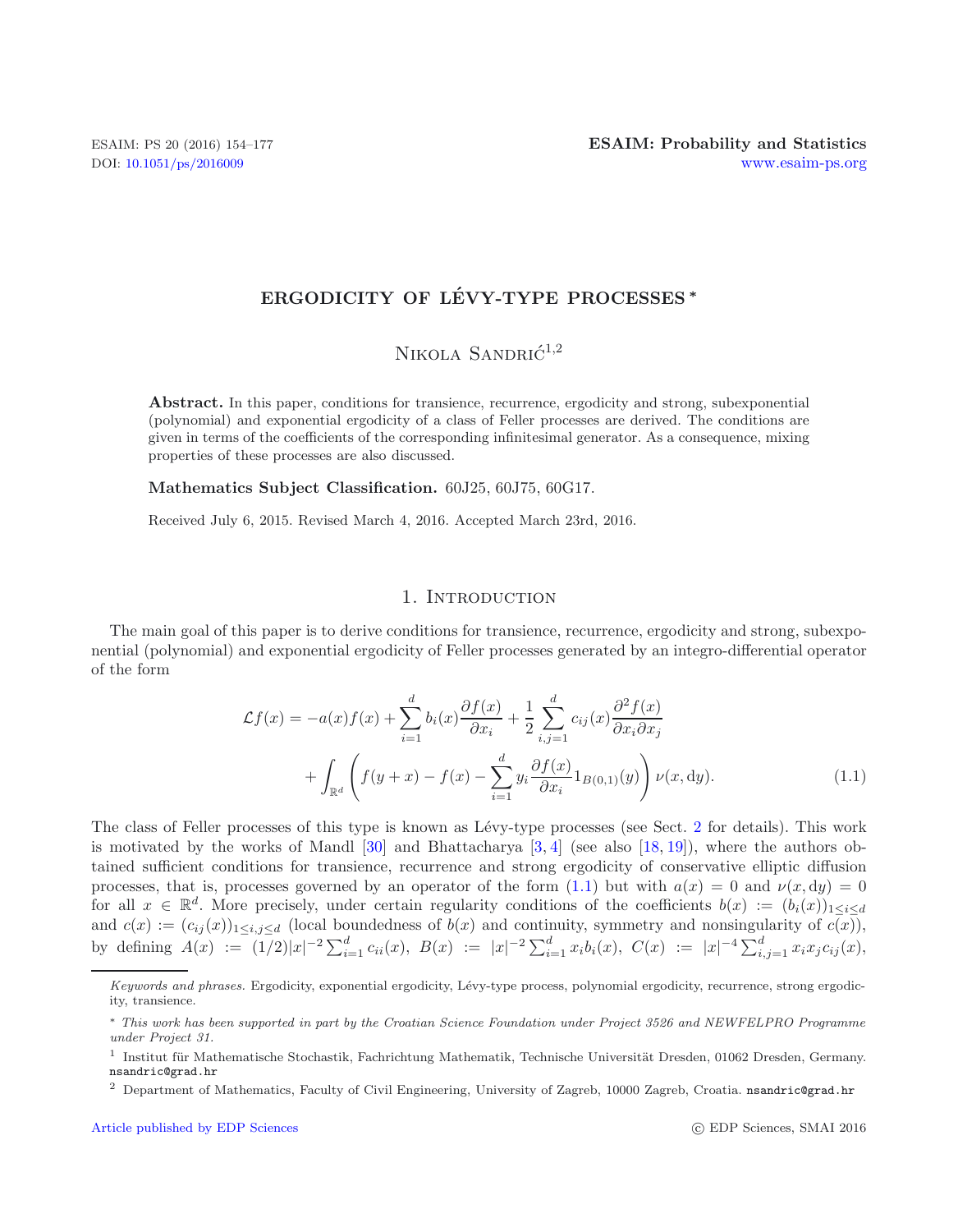# ERGODICITY OF LÉVY-TYPE PROCESSES *

Nikola Sandrić[1,2]

**Abstract.** In this paper, conditions for transience, recurrence, ergodicity and strong, subexponential (polynomial) and exponential ergodicity of a class of Feller processes are derived. The conditions are given in terms of the coefficients of the corresponding infinitesimal generator. As a consequence, mixing properties of these processes are also discussed.

**Mathematics Subject Classification.** 60J25, 60J75, 60G17.

Received July 6, 2015. Revised March 4, 2016. Accepted March 23rd, 2016.

## 1. Introduction

The main goal of this paper is to derive conditions for transience, recurrence, ergodicity and strong, subexponential (polynomial) and exponential ergodicity of Feller processes generated by an integro-differential operator of the form

$$\mathcal{L}f(x) = -a(x)f(x) + \sum_{i=1}^{d} b_i(x)\frac{\partial f(x)}{\partial x_i} + \frac{1}{2}\sum_{i,j=1}^{d} c_{ij}(x)\frac{\partial^2 f(x)}{\partial x_i \partial x_j} + \int_{\mathbb{R}^d}\left(f(y+x) - f(x) - \sum_{i=1}^{d} y_i \frac{\partial f(x)}{\partial x_i} 1_{B(0,1)}(y)\right)\nu(x,\mathrm{d}y). \tag{1.1}$$

The class of Feller processes of this type is known as Lévy-type processes (see Sect. 2 for details). This work is motivated by the works of Mandl [30] and Bhattacharya [3,4] (see also [18,19]), where the authors obtained sufficient conditions for transience, recurrence and strong ergodicity of conservative elliptic diffusion processes, that is, processes governed by an operator of the form (1.1) but with $a(x) = 0$ and $\nu(x, \mathrm{d}y) = 0$ for all $x \in \mathbb{R}^d$. More precisely, under certain regularity conditions of the coefficients $b(x) := (b_i(x))_{1\leq i\leq d}$ and $c(x) := (c_{ij}(x))_{1\leq i,j\leq d}$ (local boundedness of $b(x)$ and continuity, symmetry and nonsingularity of $c(x)$), by defining $A(x) := (1/2)|x|^{-2}\sum_{i=1}^{d} c_{ii}(x)$, $B(x) := |x|^{-2}\sum_{i=1}^{d} x_i b_i(x)$, $C(x) := |x|^{-4}\sum_{i,j=1}^{d} x_i x_j c_{ij}(x)$,

---

*Keywords and phrases.* Ergodicity, exponential ergodicity, Lévy-type process, polynomial ergodicity, recurrence, strong ergodicity, transience.

\* *This work has been supported in part by the Croatian Science Foundation under Project 3526 and NEWFELPRO Programme under Project 31.*

[1] Institut für Mathematische Stochastik, Fachrichtung Mathematik, Technische Universität Dresden, 01062 Dresden, Germany. nsandric@grad.hr

[2] Department of Mathematics, Faculty of Civil Engineering, University of Zagreb, 10000 Zagreb, Croatia. nsandric@grad.hr

Article published by EDP Sciences © EDP Sciences, SMAI 2016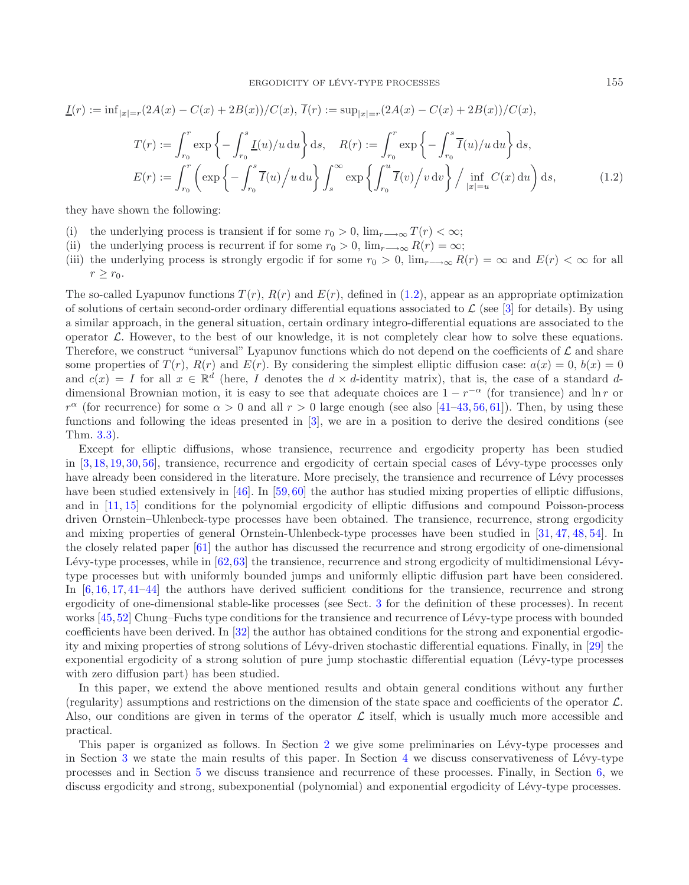$\underline{I}(r) := \inf_{|x|=r}(2A(x) - C(x) + 2B(x))/C(x)$, $\overline{I}(r) := \sup_{|x|=r}(2A(x) - C(x) + 2B(x))/C(x)$,

$$T(r) := \int_{r_0}^{r} \exp\left\{-\int_{r_0}^{s} \underline{I}(u)/u \,\mathrm{d}u\right\} \mathrm{d}s, \quad R(r) := \int_{r_0}^{r} \exp\left\{-\int_{r_0}^{s} \overline{I}(u)/u \,\mathrm{d}u\right\} \mathrm{d}s,$$
$$E(r) := \int_{r_0}^{r} \left(\exp\left\{-\int_{r_0}^{s} \overline{I}(u)\big/u \,\mathrm{d}u\right\} \int_{s}^{\infty} \exp\left\{\int_{r_0}^{u} \overline{I}(v)\big/v \,\mathrm{d}v\right\} \Big/ \inf_{|x|=u} C(x) \,\mathrm{d}u\right) \mathrm{d}s, \tag{1.2}$$

they have shown the following:

(i) the underlying process is transient if for some $r_0 > 0$, $\lim_{r \longrightarrow \infty} T(r) < \infty$;
(ii) the underlying process is recurrent if for some $r_0 > 0$, $\lim_{r \longrightarrow \infty} R(r) = \infty$;
(iii) the underlying process is strongly ergodic if for some $r_0 > 0$, $\lim_{r \longrightarrow \infty} R(r) = \infty$ and $E(r) < \infty$ for all $r \geq r_0$.

The so-called Lyapunov functions $T(r)$, $R(r)$ and $E(r)$, defined in (1.2), appear as an appropriate optimization of solutions of certain second-order ordinary differential equations associated to $\mathcal{L}$ (see [3] for details). By using a similar approach, in the general situation, certain ordinary integro-differential equations are associated to the operator $\mathcal{L}$. However, to the best of our knowledge, it is not completely clear how to solve these equations. Therefore, we construct "universal" Lyapunov functions which do not depend on the coefficients of $\mathcal{L}$ and share some properties of $T(r)$, $R(r)$ and $E(r)$. By considering the simplest elliptic diffusion case: $a(x) = 0$, $b(x) = 0$ and $c(x) = I$ for all $x \in \mathbb{R}^d$ (here, $I$ denotes the $d \times d$-identity matrix), that is, the case of a standard $d$-dimensional Brownian motion, it is easy to see that adequate choices are $1 - r^{-\alpha}$ (for transience) and $\ln r$ or $r^{\alpha}$ (for recurrence) for some $\alpha > 0$ and all $r > 0$ large enough (see also [41–43, 56, 61]). Then, by using these functions and following the ideas presented in [3], we are in a position to derive the desired conditions (see Thm. 3.3).

Except for elliptic diffusions, whose transience, recurrence and ergodicity property has been studied in [3, 18, 19, 30, 56], transience, recurrence and ergodicity of certain special cases of Lévy-type processes only have already been considered in the literature. More precisely, the transience and recurrence of Lévy processes have been studied extensively in [46]. In [59, 60] the author has studied mixing properties of elliptic diffusions, and in [11, 15] conditions for the polynomial ergodicity of elliptic diffusions and compound Poisson-process driven Ornstein–Uhlenbeck-type processes have been obtained. The transience, recurrence, strong ergodicity and mixing properties of general Ornstein-Uhlenbeck-type processes have been studied in [31, 47, 48, 54]. In the closely related paper [61] the author has discussed the recurrence and strong ergodicity of one-dimensional Lévy-type processes, while in [62, 63] the transience, recurrence and strong ergodicity of multidimensional Lévy-type processes but with uniformly bounded jumps and uniformly elliptic diffusion part have been considered. In [6, 16, 17, 41–44] the authors have derived sufficient conditions for the transience, recurrence and strong ergodicity of one-dimensional stable-like processes (see Sect. 3 for the definition of these processes). In recent works [45, 52] Chung–Fuchs type conditions for the transience and recurrence of Lévy-type process with bounded coefficients have been derived. In [32] the author has obtained conditions for the strong and exponential ergodicity and mixing properties of strong solutions of Lévy-driven stochastic differential equations. Finally, in [29] the exponential ergodicity of a strong solution of pure jump stochastic differential equation (Lévy-type processes with zero diffusion part) has been studied.

In this paper, we extend the above mentioned results and obtain general conditions without any further (regularity) assumptions and restrictions on the dimension of the state space and coefficients of the operator $\mathcal{L}$. Also, our conditions are given in terms of the operator $\mathcal{L}$ itself, which is usually much more accessible and practical.

This paper is organized as follows. In Section 2 we give some preliminaries on Lévy-type processes and in Section 3 we state the main results of this paper. In Section 4 we discuss conservativeness of Lévy-type processes and in Section 5 we discuss transience and recurrence of these processes. Finally, in Section 6, we discuss ergodicity and strong, subexponential (polynomial) and exponential ergodicity of Lévy-type processes.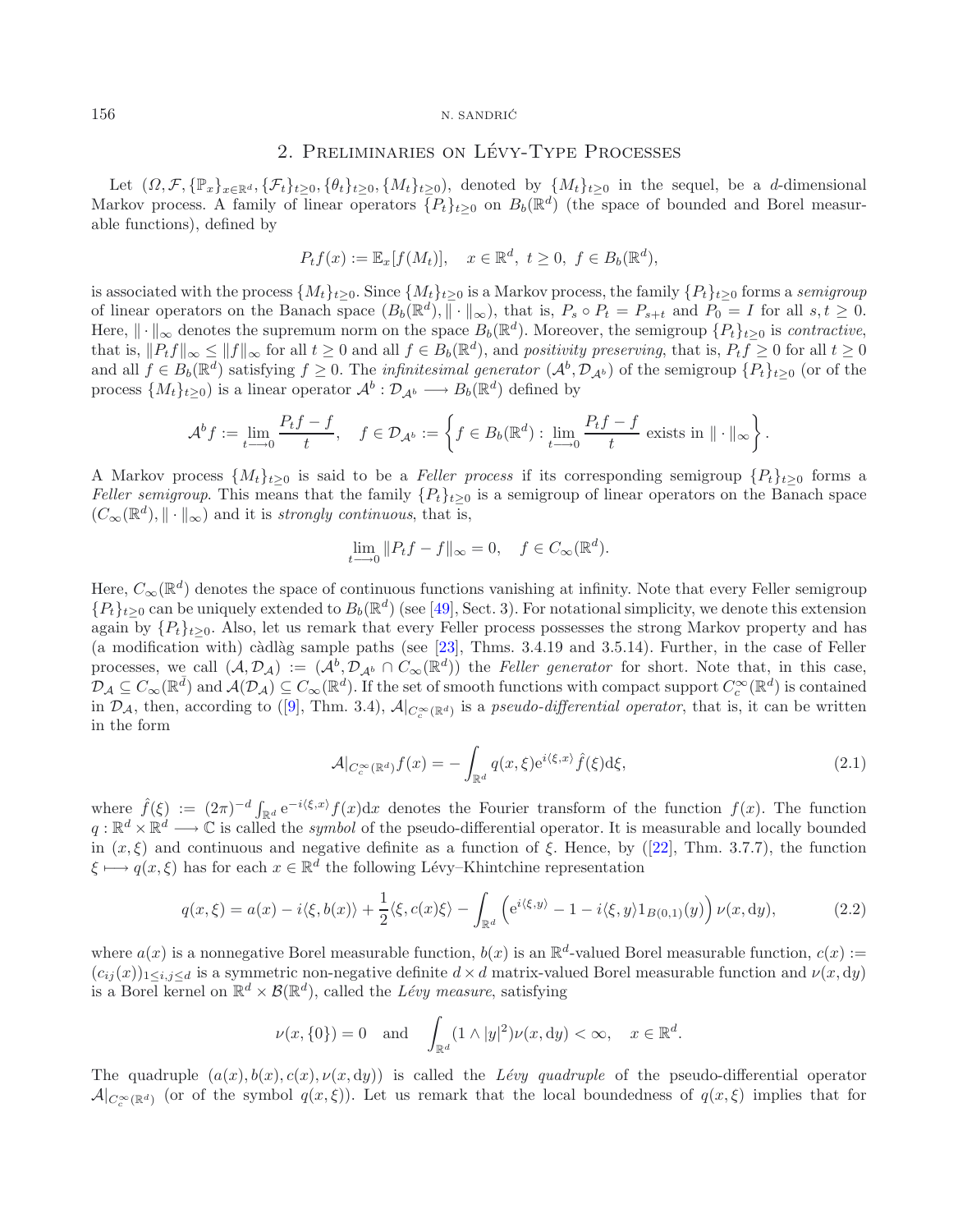## 2. Preliminaries on Lévy-Type Processes

Let $(\Omega, \mathcal{F}, \{\mathbb{P}_x\}_{x\in\mathbb{R}^d}, \{\mathcal{F}_t\}_{t\geq 0}, \{\theta_t\}_{t\geq 0}, \{M_t\}_{t\geq 0})$, denoted by $\{M_t\}_{t\geq 0}$ in the sequel, be a $d$-dimensional Markov process. A family of linear operators $\{P_t\}_{t\geq 0}$ on $B_b(\mathbb{R}^d)$ (the space of bounded and Borel measurable functions), defined by

$$P_t f(x) := \mathbb{E}_x[f(M_t)], \quad x \in \mathbb{R}^d,\ t \geq 0,\ f \in B_b(\mathbb{R}^d),$$

is associated with the process $\{M_t\}_{t\geq 0}$. Since $\{M_t\}_{t\geq 0}$ is a Markov process, the family $\{P_t\}_{t\geq 0}$ forms a *semigroup* of linear operators on the Banach space $(B_b(\mathbb{R}^d), \|\cdot\|_\infty)$, that is, $P_s \circ P_t = P_{s+t}$ and $P_0 = I$ for all $s, t \geq 0$. Here, $\|\cdot\|_\infty$ denotes the supremum norm on the space $B_b(\mathbb{R}^d)$. Moreover, the semigroup $\{P_t\}_{t\geq 0}$ is *contractive*, that is, $\|P_t f\|_\infty \leq \|f\|_\infty$ for all $t \geq 0$ and all $f \in B_b(\mathbb{R}^d)$, and *positivity preserving*, that is, $P_t f \geq 0$ for all $t \geq 0$ and all $f \in B_b(\mathbb{R}^d)$ satisfying $f \geq 0$. The *infinitesimal generator* $(\mathcal{A}^b, \mathcal{D}_{\mathcal{A}^b})$ of the semigroup $\{P_t\}_{t\geq 0}$ (or of the process $\{M_t\}_{t\geq 0}$) is a linear operator $\mathcal{A}^b : \mathcal{D}_{\mathcal{A}^b} \longrightarrow B_b(\mathbb{R}^d)$ defined by

$$\mathcal{A}^b f := \lim_{t\longrightarrow 0} \frac{P_t f - f}{t}, \quad f \in \mathcal{D}_{\mathcal{A}^b} := \left\{ f \in B_b(\mathbb{R}^d) : \lim_{t\longrightarrow 0} \frac{P_t f - f}{t} \text{ exists in } \|\cdot\|_\infty \right\}.$$

A Markov process $\{M_t\}_{t\geq 0}$ is said to be a *Feller process* if its corresponding semigroup $\{P_t\}_{t\geq 0}$ forms a *Feller semigroup*. This means that the family $\{P_t\}_{t\geq 0}$ is a semigroup of linear operators on the Banach space $(C_\infty(\mathbb{R}^d), \|\cdot\|_\infty)$ and it is *strongly continuous*, that is,

$$\lim_{t\longrightarrow 0} \|P_t f - f\|_\infty = 0, \quad f \in C_\infty(\mathbb{R}^d).$$

Here, $C_\infty(\mathbb{R}^d)$ denotes the space of continuous functions vanishing at infinity. Note that every Feller semigroup $\{P_t\}_{t\geq 0}$ can be uniquely extended to $B_b(\mathbb{R}^d)$ (see [49], Sect. 3). For notational simplicity, we denote this extension again by $\{P_t\}_{t\geq 0}$. Also, let us remark that every Feller process possesses the strong Markov property and has (a modification with) càdlàg sample paths (see [23], Thms. 3.4.19 and 3.5.14). Further, in the case of Feller processes, we call $(\mathcal{A}, \mathcal{D}_\mathcal{A}) := (\mathcal{A}^b, \mathcal{D}_{\mathcal{A}^b} \cap C_\infty(\mathbb{R}^d))$ the *Feller generator* for short. Note that, in this case, $\mathcal{D}_\mathcal{A} \subseteq C_\infty(\mathbb{R}^d)$ and $\mathcal{A}(\mathcal{D}_\mathcal{A}) \subseteq C_\infty(\mathbb{R}^d)$. If the set of smooth functions with compact support $C_c^\infty(\mathbb{R}^d)$ is contained in $\mathcal{D}_\mathcal{A}$, then, according to ([9], Thm. 3.4), $\mathcal{A}|_{C_c^\infty(\mathbb{R}^d)}$ is a *pseudo-differential operator*, that is, it can be written in the form

$$\mathcal{A}|_{C_c^\infty(\mathbb{R}^d)} f(x) = -\int_{\mathbb{R}^d} q(x,\xi) \mathrm{e}^{i\langle \xi, x\rangle} \hat{f}(\xi) \mathrm{d}\xi, \tag{2.1}$$

where $\hat{f}(\xi) := (2\pi)^{-d} \int_{\mathbb{R}^d} \mathrm{e}^{-i\langle \xi, x\rangle} f(x) \mathrm{d}x$ denotes the Fourier transform of the function $f(x)$. The function $q : \mathbb{R}^d \times \mathbb{R}^d \longrightarrow \mathbb{C}$ is called the *symbol* of the pseudo-differential operator. It is measurable and locally bounded in $(x, \xi)$ and continuous and negative definite as a function of $\xi$. Hence, by ([22], Thm. 3.7.7), the function $\xi \longmapsto q(x,\xi)$ has for each $x \in \mathbb{R}^d$ the following Lévy–Khintchine representation

$$q(x,\xi) = a(x) - i\langle \xi, b(x)\rangle + \frac{1}{2}\langle \xi, c(x)\xi\rangle - \int_{\mathbb{R}^d} \left( \mathrm{e}^{i\langle \xi, y\rangle} - 1 - i\langle \xi, y\rangle 1_{B(0,1)}(y) \right) \nu(x, \mathrm{d}y), \tag{2.2}$$

where $a(x)$ is a nonnegative Borel measurable function, $b(x)$ is an $\mathbb{R}^d$-valued Borel measurable function, $c(x) := (c_{ij}(x))_{1\leq i,j\leq d}$ is a symmetric non-negative definite $d \times d$ matrix-valued Borel measurable function and $\nu(x, \mathrm{d}y)$ is a Borel kernel on $\mathbb{R}^d \times \mathcal{B}(\mathbb{R}^d)$, called the *Lévy measure*, satisfying

$$\nu(x, \{0\}) = 0 \quad \text{and} \quad \int_{\mathbb{R}^d} (1 \wedge |y|^2) \nu(x, \mathrm{d}y) < \infty, \quad x \in \mathbb{R}^d.$$

The quadruple $(a(x), b(x), c(x), \nu(x, \mathrm{d}y))$ is called the *Lévy quadruple* of the pseudo-differential operator $\mathcal{A}|_{C_c^\infty(\mathbb{R}^d)}$ (or of the symbol $q(x,\xi)$). Let us remark that the local boundedness of $q(x,\xi)$ implies that for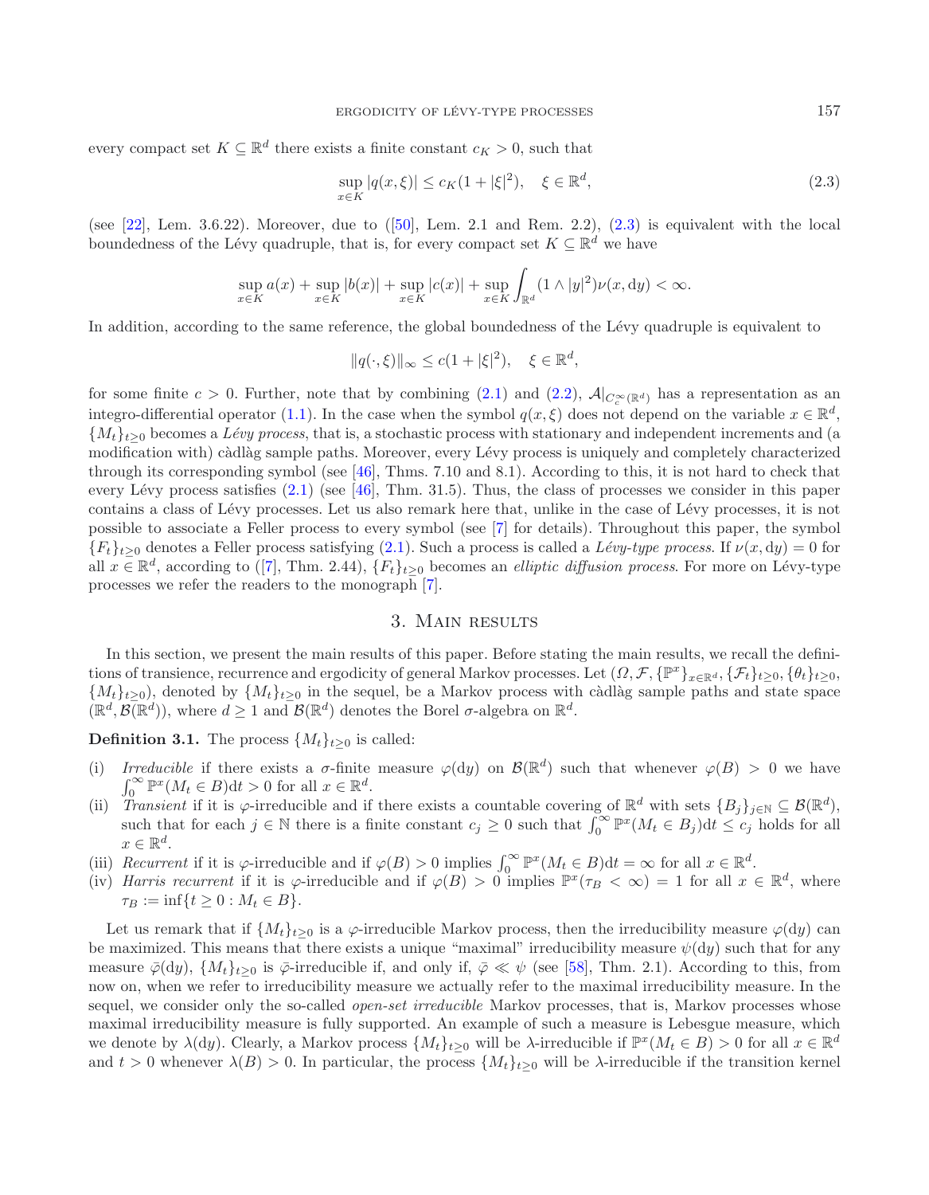every compact set $K \subseteq \mathbb{R}^d$ there exists a finite constant $c_K > 0$, such that

$$\sup_{x\in K} |q(x,\xi)| \leq c_K(1+|\xi|^2), \quad \xi \in \mathbb{R}^d, \tag{2.3}$$

(see [22], Lem. 3.6.22). Moreover, due to ([50], Lem. 2.1 and Rem. 2.2), (2.3) is equivalent with the local boundedness of the Lévy quadruple, that is, for every compact set $K \subseteq \mathbb{R}^d$ we have

$$\sup_{x\in K} a(x) + \sup_{x\in K} |b(x)| + \sup_{x\in K} |c(x)| + \sup_{x\in K} \int_{\mathbb{R}^d} (1 \wedge |y|^2)\nu(x, \mathrm{d}y) < \infty.$$

In addition, according to the same reference, the global boundedness of the Lévy quadruple is equivalent to

$$\|q(\cdot,\xi)\|_\infty \leq c(1+|\xi|^2), \quad \xi \in \mathbb{R}^d,$$

for some finite $c > 0$. Further, note that by combining (2.1) and (2.2), $\mathcal{A}|_{C_c^\infty(\mathbb{R}^d)}$ has a representation as an integro-differential operator (1.1). In the case when the symbol $q(x,\xi)$ does not depend on the variable $x \in \mathbb{R}^d$, $\{M_t\}_{t\geq 0}$ becomes a *Lévy process*, that is, a stochastic process with stationary and independent increments and (a modification with) càdlàg sample paths. Moreover, every Lévy process is uniquely and completely characterized through its corresponding symbol (see [46], Thms. 7.10 and 8.1). According to this, it is not hard to check that every Lévy process satisfies (2.1) (see [46], Thm. 31.5). Thus, the class of processes we consider in this paper contains a class of Lévy processes. Let us also remark here that, unlike in the case of Lévy processes, it is not possible to associate a Feller process to every symbol (see [7] for details). Throughout this paper, the symbol $\{F_t\}_{t\geq 0}$ denotes a Feller process satisfying (2.1). Such a process is called a *Lévy-type process*. If $\nu(x, \mathrm{d}y) = 0$ for all $x \in \mathbb{R}^d$, according to ([7], Thm. 2.44), $\{F_t\}_{t\geq 0}$ becomes an *elliptic diffusion process*. For more on Lévy-type processes we refer the readers to the monograph [7].

## 3. Main results

In this section, we present the main results of this paper. Before stating the main results, we recall the definitions of transience, recurrence and ergodicity of general Markov processes. Let $(\Omega, \mathcal{F}, \{\mathbb{P}^x\}_{x\in\mathbb{R}^d}, \{\mathcal{F}_t\}_{t\geq 0}, \{\theta_t\}_{t\geq 0}, \{M_t\}_{t\geq 0})$, denoted by $\{M_t\}_{t\geq 0}$ in the sequel, be a Markov process with càdlàg sample paths and state space $(\mathbb{R}^d, \mathcal{B}(\mathbb{R}^d))$, where $d \geq 1$ and $\mathcal{B}(\mathbb{R}^d)$ denotes the Borel $\sigma$-algebra on $\mathbb{R}^d$.

**Definition 3.1.** The process $\{M_t\}_{t\geq 0}$ is called:

(i) *Irreducible* if there exists a $\sigma$-finite measure $\varphi(\mathrm{d}y)$ on $\mathcal{B}(\mathbb{R}^d)$ such that whenever $\varphi(B) > 0$ we have $\int_0^\infty \mathbb{P}^x(M_t \in B)\mathrm{d}t > 0$ for all $x \in \mathbb{R}^d$.

(ii) *Transient* if it is $\varphi$-irreducible and if there exists a countable covering of $\mathbb{R}^d$ with sets $\{B_j\}_{j\in\mathbb{N}} \subseteq \mathcal{B}(\mathbb{R}^d)$, such that for each $j \in \mathbb{N}$ there is a finite constant $c_j \geq 0$ such that $\int_0^\infty \mathbb{P}^x(M_t \in B_j)\mathrm{d}t \leq c_j$ holds for all $x \in \mathbb{R}^d$.

(iii) *Recurrent* if it is $\varphi$-irreducible and if $\varphi(B) > 0$ implies $\int_0^\infty \mathbb{P}^x(M_t \in B)\mathrm{d}t = \infty$ for all $x \in \mathbb{R}^d$.

(iv) *Harris recurrent* if it is $\varphi$-irreducible and if $\varphi(B) > 0$ implies $\mathbb{P}^x(\tau_B < \infty) = 1$ for all $x \in \mathbb{R}^d$, where $\tau_B := \inf\{t \geq 0 : M_t \in B\}$.

Let us remark that if $\{M_t\}_{t\geq 0}$ is a $\varphi$-irreducible Markov process, then the irreducibility measure $\varphi(\mathrm{d}y)$ can be maximized. This means that there exists a unique "maximal" irreducibility measure $\psi(\mathrm{d}y)$ such that for any measure $\bar{\varphi}(\mathrm{d}y)$, $\{M_t\}_{t\geq 0}$ is $\bar{\varphi}$-irreducible if, and only if, $\bar{\varphi} \ll \psi$ (see [58], Thm. 2.1). According to this, from now on, when we refer to irreducibility measure we actually refer to the maximal irreducibility measure. In the sequel, we consider only the so-called *open-set irreducible* Markov processes, that is, Markov processes whose maximal irreducibility measure is fully supported. An example of such a measure is Lebesgue measure, which we denote by $\lambda(\mathrm{d}y)$. Clearly, a Markov process $\{M_t\}_{t\geq 0}$ will be $\lambda$-irreducible if $\mathbb{P}^x(M_t \in B) > 0$ for all $x \in \mathbb{R}^d$ and $t > 0$ whenever $\lambda(B) > 0$. In particular, the process $\{M_t\}_{t\geq 0}$ will be $\lambda$-irreducible if the transition kernel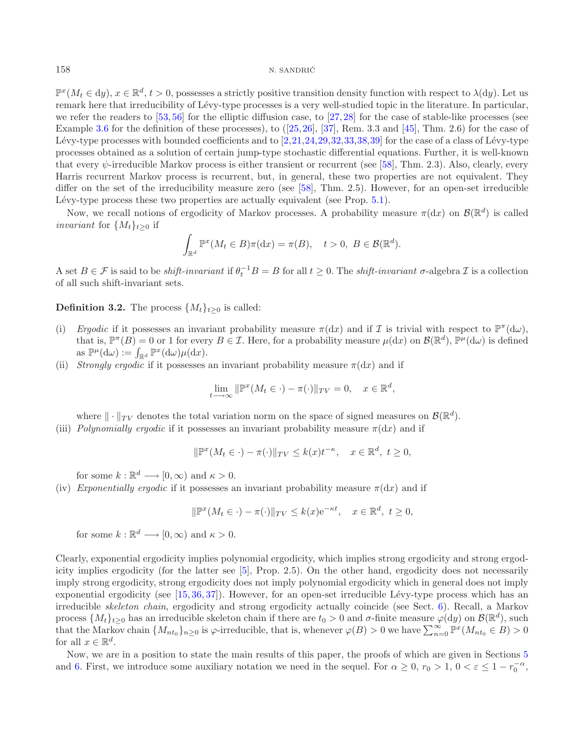$\mathbb{P}^x(M_t \in dy)$, $x \in \mathbb{R}^d$, $t > 0$, possesses a strictly positive transition density function with respect to $\lambda(dy)$. Let us remark here that irreducibility of Lévy-type processes is a very well-studied topic in the literature. In particular, we refer the readers to [53,56] for the elliptic diffusion case, to [27,28] for the case of stable-like processes (see Example 3.6 for the definition of these processes), to ([25,26], [37], Rem. 3.3 and [45], Thm. 2.6) for the case of Lévy-type processes with bounded coefficients and to [2,21,24,29,32,33,38,39] for the case of a class of Lévy-type processes obtained as a solution of certain jump-type stochastic differential equations. Further, it is well-known that every $\psi$-irreducible Markov process is either transient or recurrent (see [58], Thm. 2.3). Also, clearly, every Harris recurrent Markov process is recurrent, but, in general, these two properties are not equivalent. They differ on the set of the irreducibility measure zero (see [58], Thm. 2.5). However, for an open-set irreducible Lévy-type process these two properties are actually equivalent (see Prop. 5.1).

Now, we recall notions of ergodicity of Markov processes. A probability measure $\pi(dx)$ on $\mathcal{B}(\mathbb{R}^d)$ is called *invariant* for $\{M_t\}_{t\geq 0}$ if

$$\int_{\mathbb{R}^d} \mathbb{P}^x(M_t \in B)\pi(dx) = \pi(B), \quad t > 0,\ B \in \mathcal{B}(\mathbb{R}^d).$$

A set $B \in \mathcal{F}$ is said to be *shift-invariant* if $\theta_t^{-1}B = B$ for all $t \geq 0$. The *shift-invariant* $\sigma$-algebra $\mathcal{I}$ is a collection of all such shift-invariant sets.

**Definition 3.2.** The process $\{M_t\}_{t\geq 0}$ is called:

(i) *Ergodic* if it possesses an invariant probability measure $\pi(dx)$ and if $\mathcal{I}$ is trivial with respect to $\mathbb{P}^\pi(d\omega)$, that is, $\mathbb{P}^\pi(B) = 0$ or 1 for every $B \in \mathcal{I}$. Here, for a probability measure $\mu(dx)$ on $\mathcal{B}(\mathbb{R}^d)$, $\mathbb{P}^\mu(d\omega)$ is defined as $\mathbb{P}^\mu(d\omega) := \int_{\mathbb{R}^d} \mathbb{P}^x(d\omega)\mu(dx)$.

(ii) *Strongly ergodic* if it possesses an invariant probability measure $\pi(dx)$ and if

$$\lim_{t\longrightarrow\infty} \|\mathbb{P}^x(M_t \in \cdot) - \pi(\cdot)\|_{TV} = 0, \quad x \in \mathbb{R}^d,$$

where $\|\cdot\|_{TV}$ denotes the total variation norm on the space of signed measures on $\mathcal{B}(\mathbb{R}^d)$.

(iii) *Polynomially ergodic* if it possesses an invariant probability measure $\pi(dx)$ and if

$$\|\mathbb{P}^x(M_t \in \cdot) - \pi(\cdot)\|_{TV} \leq k(x)t^{-\kappa}, \quad x \in \mathbb{R}^d,\ t \geq 0,$$

for some $k : \mathbb{R}^d \longrightarrow [0,\infty)$ and $\kappa > 0$.

(iv) *Exponentially ergodic* if it possesses an invariant probability measure $\pi(dx)$ and if

$$\|\mathbb{P}^x(M_t \in \cdot) - \pi(\cdot)\|_{TV} \leq k(x)e^{-\kappa t}, \quad x \in \mathbb{R}^d,\ t \geq 0,$$

for some $k : \mathbb{R}^d \longrightarrow [0,\infty)$ and $\kappa > 0$.

Clearly, exponential ergodicity implies polynomial ergodicity, which implies strong ergodicity and strong ergodicity implies ergodicity (for the latter see [5], Prop. 2.5). On the other hand, ergodicity does not necessarily imply strong ergodicity, strong ergodicity does not imply polynomial ergodicity which in general does not imply exponential ergodicity (see [15,36,37]). However, for an open-set irreducible Lévy-type process which has an irreducible *skeleton chain*, ergodicity and strong ergodicity actually coincide (see Sect. 6). Recall, a Markov process $\{M_t\}_{t\geq 0}$ has an irreducible skeleton chain if there are $t_0 > 0$ and $\sigma$-finite measure $\varphi(dy)$ on $\mathcal{B}(\mathbb{R}^d)$, such that the Markov chain $\{M_{nt_0}\}_{n\geq 0}$ is $\varphi$-irreducible, that is, whenever $\varphi(B) > 0$ we have $\sum_{n=0}^{\infty} \mathbb{P}^x(M_{nt_0} \in B) > 0$ for all $x \in \mathbb{R}^d$.

Now, we are in a position to state the main results of this paper, the proofs of which are given in Sections 5 and 6. First, we introduce some auxiliary notation we need in the sequel. For $\alpha \geq 0$, $r_0 > 1$, $0 < \varepsilon \leq 1 - r_0^{-\alpha}$,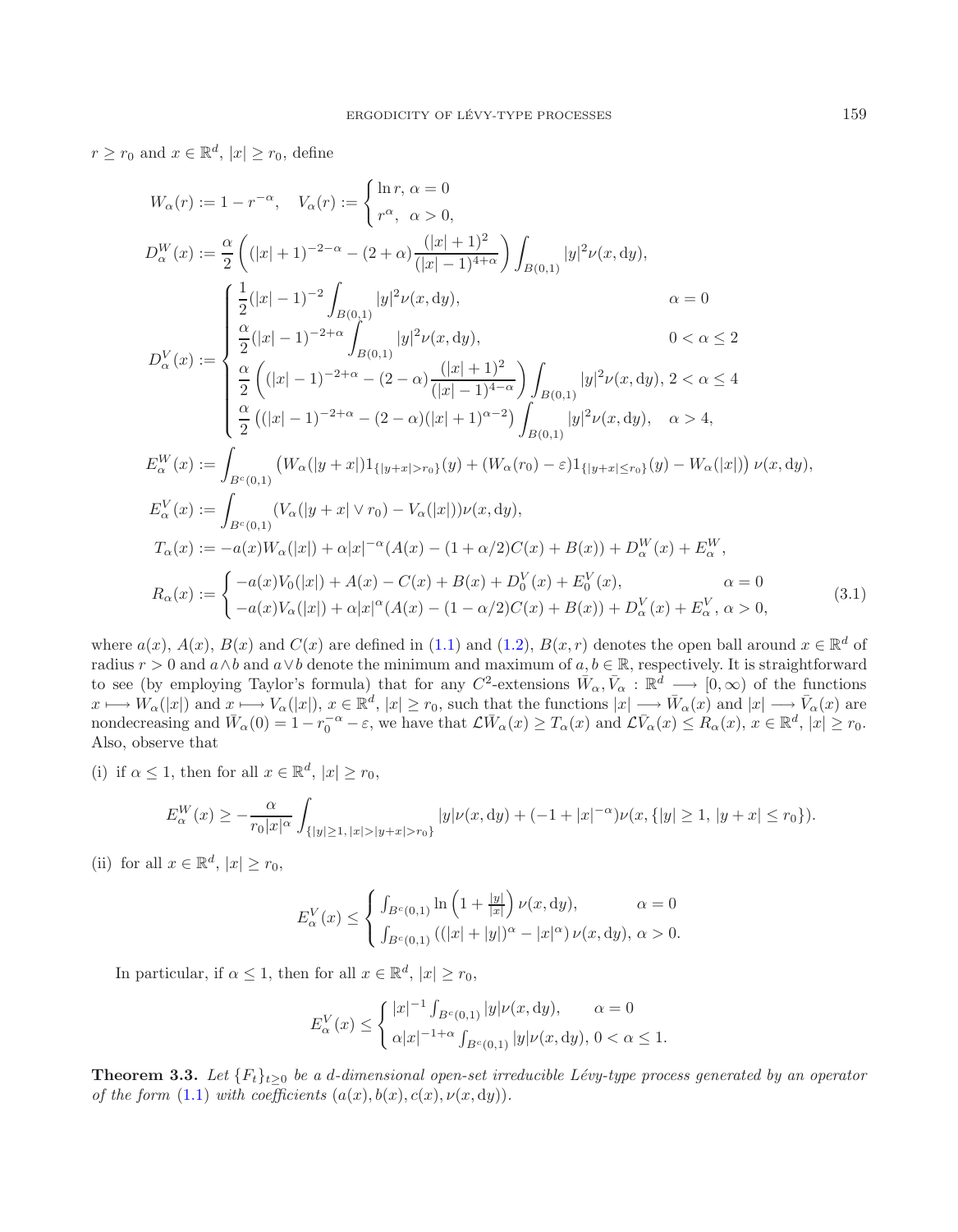$r \geq r_0$ and $x \in \mathbb{R}^d$, $|x| \geq r_0$, define

$$
\begin{aligned}
&W_\alpha(r) := 1 - r^{-\alpha}, \quad V_\alpha(r) := \begin{cases} \ln r, \ \alpha = 0 \\ r^\alpha, \ \ \alpha > 0, \end{cases} \\
&D_\alpha^W(x) := \frac{\alpha}{2}\left((|x|+1)^{-2-\alpha} - (2+\alpha)\frac{(|x|+1)^2}{(|x|-1)^{4+\alpha}}\right)\int_{B(0,1)} |y|^2 \nu(x,\mathrm{d}y), \\
&D_\alpha^V(x) := \begin{cases} \frac{1}{2}(|x|-1)^{-2}\displaystyle\int_{B(0,1)} |y|^2\nu(x,\mathrm{d}y), & \alpha = 0 \\ \frac{\alpha}{2}(|x|-1)^{-2+\alpha}\displaystyle\int_{B(0,1)} |y|^2\nu(x,\mathrm{d}y), & 0 < \alpha \leq 2 \\ \frac{\alpha}{2}\left((|x|-1)^{-2+\alpha} - (2-\alpha)\frac{(|x|+1)^2}{(|x|-1)^{4-\alpha}}\right)\displaystyle\int_{B(0,1)} |y|^2\nu(x,\mathrm{d}y), & 2 < \alpha \leq 4 \\ \frac{\alpha}{2}\left((|x|-1)^{-2+\alpha} - (2-\alpha)(|x|+1)^{\alpha-2}\right)\displaystyle\int_{B(0,1)} |y|^2\nu(x,\mathrm{d}y), & \alpha > 4, \end{cases} \\
&E_\alpha^W(x) := \int_{B^c(0,1)} \left(W_\alpha(|y+x|)1_{\{|y+x|>r_0\}}(y) + (W_\alpha(r_0)-\varepsilon)1_{\{|y+x|\leq r_0\}}(y) - W_\alpha(|x|)\right)\nu(x,\mathrm{d}y), \\
&E_\alpha^V(x) := \int_{B^c(0,1)} (V_\alpha(|y+x| \vee r_0) - V_\alpha(|x|))\nu(x,\mathrm{d}y), \\
&T_\alpha(x) := -a(x)W_\alpha(|x|) + \alpha|x|^{-\alpha}(A(x) - (1+\alpha/2)C(x) + B(x)) + D_\alpha^W(x) + E_\alpha^W, \\
&R_\alpha(x) := \begin{cases} -a(x)V_0(|x|) + A(x) - C(x) + B(x) + D_0^V(x) + E_0^V(x), & \alpha = 0 \\ -a(x)V_\alpha(|x|) + \alpha|x|^\alpha(A(x) - (1-\alpha/2)C(x) + B(x)) + D_\alpha^V(x) + E_\alpha^V, & \alpha > 0, \end{cases}
\end{aligned}
\tag{3.1}
$$

where $a(x)$, $A(x)$, $B(x)$ and $C(x)$ are defined in (1.1) and (1.2), $B(x,r)$ denotes the open ball around $x \in \mathbb{R}^d$ of radius $r > 0$ and $a \wedge b$ and $a \vee b$ denote the minimum and maximum of $a, b \in \mathbb{R}$, respectively. It is straightforward to see (by employing Taylor's formula) that for any $C^2$-extensions $\bar{W}_\alpha, \bar{V}_\alpha : \mathbb{R}^d \longrightarrow [0,\infty)$ of the functions $x \longmapsto W_\alpha(|x|)$ and $x \longmapsto V_\alpha(|x|)$, $x \in \mathbb{R}^d$, $|x| \geq r_0$, such that the functions $|x| \longrightarrow \bar{W}_\alpha(x)$ and $|x| \longrightarrow \bar{V}_\alpha(x)$ are nondecreasing and $\bar{W}_\alpha(0) = 1 - r_0^{-\alpha} - \varepsilon$, we have that $\mathcal{L}\bar{W}_\alpha(x) \geq T_\alpha(x)$ and $\mathcal{L}\bar{V}_\alpha(x) \leq R_\alpha(x)$, $x \in \mathbb{R}^d$, $|x| \geq r_0$. Also, observe that

(i) if $\alpha \leq 1$, then for all $x \in \mathbb{R}^d$, $|x| \geq r_0$,

$$
E_\alpha^W(x) \geq -\frac{\alpha}{r_0|x|^\alpha}\int_{\{|y|\geq 1,\, |x|>|y+x|>r_0\}} |y|\nu(x,\mathrm{d}y) + (-1+|x|^{-\alpha})\nu(x,\{|y|\geq 1,\, |y+x|\leq r_0\}).
$$

(ii) for all $x \in \mathbb{R}^d$, $|x| \geq r_0$,

$$
E_\alpha^V(x) \leq \begin{cases} \int_{B^c(0,1)} \ln\left(1 + \frac{|y|}{|x|}\right)\nu(x,\mathrm{d}y), & \alpha = 0 \\ \int_{B^c(0,1)} \left((|x|+|y|)^\alpha - |x|^\alpha\right)\nu(x,\mathrm{d}y), & \alpha > 0. \end{cases}
$$

In particular, if $\alpha \leq 1$, then for all $x \in \mathbb{R}^d$, $|x| \geq r_0$,

$$
E_\alpha^V(x) \leq \begin{cases} |x|^{-1}\int_{B^c(0,1)} |y|\nu(x,\mathrm{d}y), & \alpha = 0 \\ \alpha|x|^{-1+\alpha}\int_{B^c(0,1)} |y|\nu(x,\mathrm{d}y), & 0 < \alpha \leq 1. \end{cases}
$$

**Theorem 3.3.** *Let $\{F_t\}_{t\geq 0}$ be a $d$-dimensional open-set irreducible Lévy-type process generated by an operator of the form (1.1) with coefficients $(a(x), b(x), c(x), \nu(x,\mathrm{d}y))$.*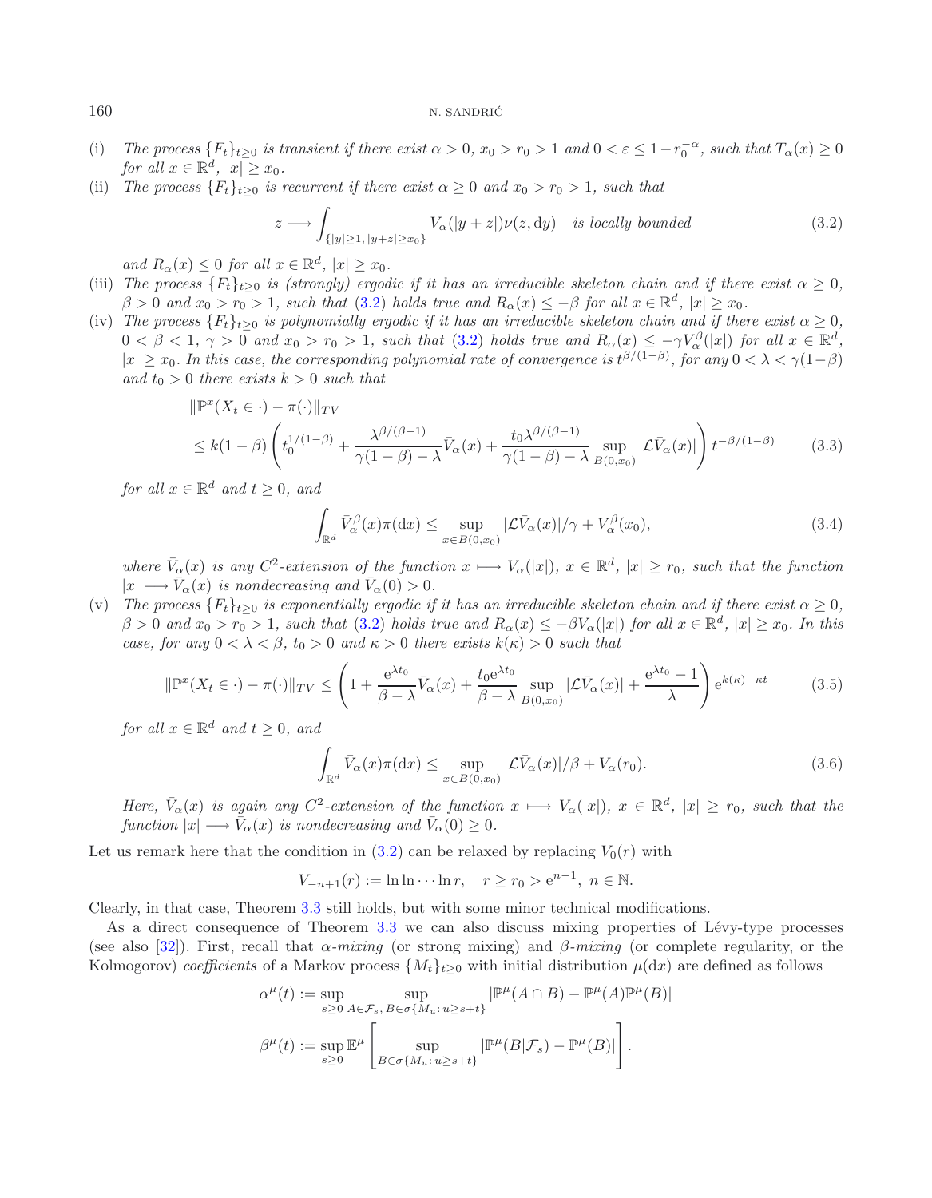(i) *The process $\{F_t\}_{t\geq 0}$ is transient if there exist $\alpha > 0$, $x_0 > r_0 > 1$ and $0 < \varepsilon \leq 1 - r_0^{-\alpha}$, such that $T_\alpha(x) \geq 0$ for all $x \in \mathbb{R}^d$, $|x| \geq x_0$.*

(ii) *The process $\{F_t\}_{t\geq 0}$ is recurrent if there exist $\alpha \geq 0$ and $x_0 > r_0 > 1$, such that*

$$z \longmapsto \int_{\{|y|\geq 1,\, |y+z|\geq x_0\}} V_\alpha(|y+z|)\nu(z, \mathrm{d}y) \quad \text{is locally bounded} \tag{3.2}$$

*and $R_\alpha(x) \leq 0$ for all $x \in \mathbb{R}^d$, $|x| \geq x_0$.*

(iii) *The process $\{F_t\}_{t\geq 0}$ is (strongly) ergodic if it has an irreducible skeleton chain and if there exist $\alpha \geq 0$, $\beta > 0$ and $x_0 > r_0 > 1$, such that (3.2) holds true and $R_\alpha(x) \leq -\beta$ for all $x \in \mathbb{R}^d$, $|x| \geq x_0$.*

(iv) *The process $\{F_t\}_{t\geq 0}$ is polynomially ergodic if it has an irreducible skeleton chain and if there exist $\alpha \geq 0$, $0 < \beta < 1$, $\gamma > 0$ and $x_0 > r_0 > 1$, such that (3.2) holds true and $R_\alpha(x) \leq -\gamma V_\alpha^\beta(|x|)$ for all $x \in \mathbb{R}^d$, $|x| \geq x_0$. In this case, the corresponding polynomial rate of convergence is $t^{\beta/(1-\beta)}$, for any $0 < \lambda < \gamma(1-\beta)$ and $t_0 > 0$ there exists $k > 0$ such that*

$$\begin{aligned}
&\|\mathbb{P}^x(X_t \in \cdot) - \pi(\cdot)\|_{TV} \\
&\leq k(1-\beta)\left(t_0^{1/(1-\beta)} + \frac{\lambda^{\beta/(\beta-1)}}{\gamma(1-\beta)-\lambda}\bar{V}_\alpha(x) + \frac{t_0\lambda^{\beta/(\beta-1)}}{\gamma(1-\beta)-\lambda}\sup_{B(0,x_0)}|\mathcal{L}\bar{V}_\alpha(x)|\right)t^{-\beta/(1-\beta)}
\end{aligned} \tag{3.3}$$

*for all $x \in \mathbb{R}^d$ and $t \geq 0$, and*

$$\int_{\mathbb{R}^d} \bar{V}_\alpha^\beta(x)\pi(\mathrm{d}x) \leq \sup_{x\in B(0,x_0)}|\mathcal{L}\bar{V}_\alpha(x)|/\gamma + V_\alpha^\beta(x_0), \tag{3.4}$$

*where $\bar{V}_\alpha(x)$ is any $C^2$-extension of the function $x \longmapsto V_\alpha(|x|)$, $x \in \mathbb{R}^d$, $|x| \geq r_0$, such that the function $|x| \longrightarrow \bar{V}_\alpha(x)$ is nondecreasing and $\bar{V}_\alpha(0) > 0$.*

(v) *The process $\{F_t\}_{t\geq 0}$ is exponentially ergodic if it has an irreducible skeleton chain and if there exist $\alpha \geq 0$, $\beta > 0$ and $x_0 > r_0 > 1$, such that (3.2) holds true and $R_\alpha(x) \leq -\beta V_\alpha(|x|)$ for all $x \in \mathbb{R}^d$, $|x| \geq x_0$. In this case, for any $0 < \lambda < \beta$, $t_0 > 0$ and $\kappa > 0$ there exists $k(\kappa) > 0$ such that*

$$\|\mathbb{P}^x(X_t \in \cdot) - \pi(\cdot)\|_{TV} \leq \left(1 + \frac{\mathrm{e}^{\lambda t_0}}{\beta-\lambda}\bar{V}_\alpha(x) + \frac{t_0\mathrm{e}^{\lambda t_0}}{\beta-\lambda}\sup_{B(0,x_0)}|\mathcal{L}\bar{V}_\alpha(x)| + \frac{\mathrm{e}^{\lambda t_0}-1}{\lambda}\right)\mathrm{e}^{k(\kappa)-\kappa t} \tag{3.5}$$

*for all $x \in \mathbb{R}^d$ and $t \geq 0$, and*

$$\int_{\mathbb{R}^d} \bar{V}_\alpha(x)\pi(\mathrm{d}x) \leq \sup_{x\in B(0,x_0)}|\mathcal{L}\bar{V}_\alpha(x)|/\beta + V_\alpha(r_0). \tag{3.6}$$

*Here, $\bar{V}_\alpha(x)$ is again any $C^2$-extension of the function $x \longmapsto V_\alpha(|x|)$, $x \in \mathbb{R}^d$, $|x| \geq r_0$, such that the function $|x| \longrightarrow \bar{V}_\alpha(x)$ is nondecreasing and $\bar{V}_\alpha(0) \geq 0$.*

Let us remark here that the condition in (3.2) can be relaxed by replacing $V_0(r)$ with

$$V_{-n+1}(r) := \ln\ln\cdots\ln r, \quad r \geq r_0 > \mathrm{e}^{n-1},\ n \in \mathbb{N}.$$

Clearly, in that case, Theorem 3.3 still holds, but with some minor technical modifications.

As a direct consequence of Theorem 3.3 we can also discuss mixing properties of Lévy-type processes (see also [32]). First, recall that *$\alpha$-mixing* (or strong mixing) and *$\beta$-mixing* (or complete regularity, or the Kolmogorov) *coefficients* of a Markov process $\{M_t\}_{t\geq 0}$ with initial distribution $\mu(\mathrm{d}x)$ are defined as follows

$$\alpha^\mu(t) := \sup_{s\geq 0}\ \sup_{A\in\mathcal{F}_s,\, B\in\sigma\{M_u:\, u\geq s+t\}} |\mathbb{P}^\mu(A\cap B) - \mathbb{P}^\mu(A)\mathbb{P}^\mu(B)|$$

$$\beta^\mu(t) := \sup_{s\geq 0}\mathbb{E}^\mu\left[\sup_{B\in\sigma\{M_u:\, u\geq s+t\}} |\mathbb{P}^\mu(B|\mathcal{F}_s) - \mathbb{P}^\mu(B)|\right].$$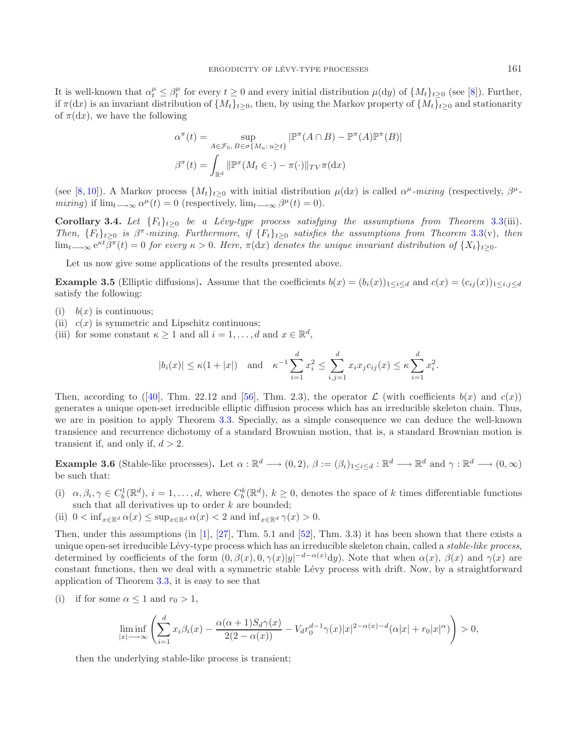It is well-known that $\alpha_t^\mu \le \beta_t^\mu$ for every $t \ge 0$ and every initial distribution $\mu(\mathrm{d}y)$ of $\{M_t\}_{t\ge0}$ (see [8]). Further, if $\pi(\mathrm{d}x)$ is an invariant distribution of $\{M_t\}_{t\ge0}$, then, by using the Markov property of $\{M_t\}_{t\ge0}$ and stationarity of $\pi(\mathrm{d}x)$, we have the following

$$\alpha^\pi(t) = \sup_{A\in\mathcal{F}_0,\, B\in\sigma\{M_u:\, u\ge t\}} |\mathbb{P}^\pi(A\cap B) - \mathbb{P}^\pi(A)\mathbb{P}^\pi(B)|$$

$$\beta^\pi(t) = \int_{\mathbb{R}^d} \|\mathbb{P}^x(M_t \in \cdot) - \pi(\cdot)\|_{TV}\pi(\mathrm{d}x)$$

(see [8, 10]). A Markov process $\{M_t\}_{t\ge0}$ with initial distribution $\mu(\mathrm{d}x)$ is called *$\alpha^\mu$-mixing* (respectively, *$\beta^\mu$-mixing*) if $\lim_{t\longrightarrow\infty}\alpha^\mu(t) = 0$ (respectively, $\lim_{t\longrightarrow\infty}\beta^\mu(t) = 0$).

**Corollary 3.4.** *Let $\{F_t\}_{t\ge0}$ be a Lévy-type process satisfying the assumptions from Theorem 3.3(iii). Then, $\{F_t\}_{t\ge0}$ is $\beta^\pi$-mixing. Furthermore, if $\{F_t\}_{t\ge0}$ satisfies the assumptions from Theorem 3.3(v), then $\lim_{t\longrightarrow\infty} \mathrm{e}^{\kappa t}\beta^\pi(t) = 0$ for every $\kappa > 0$. Here, $\pi(\mathrm{d}x)$ denotes the unique invariant distribution of $\{X_t\}_{t\ge0}$.*

Let us now give some applications of the results presented above.

**Example 3.5** (Elliptic diffusions)**.** Assume that the coefficients $b(x) = (b_i(x))_{1\le i\le d}$ and $c(x) = (c_{ij}(x))_{1\le i,j\le d}$ satisfy the following:

(i) $b(x)$ is continuous;
(ii) $c(x)$ is symmetric and Lipschitz continuous;
(iii) for some constant $\kappa \ge 1$ and all $i = 1, \dots, d$ and $x \in \mathbb{R}^d$,

$$|b_i(x)| \le \kappa(1 + |x|) \quad \text{and} \quad \kappa^{-1}\sum_{i=1}^d x_i^2 \le \sum_{i,j=1}^d x_i x_j c_{ij}(x) \le \kappa \sum_{i=1}^d x_i^2.$$

Then, according to ([40], Thm. 22.12 and [56], Thm. 2.3), the operator $\mathcal{L}$ (with coefficients $b(x)$ and $c(x)$) generates a unique open-set irreducible elliptic diffusion process which has an irreducible skeleton chain. Thus, we are in position to apply Theorem 3.3. Specially, as a simple consequence we can deduce the well-known transience and recurrence dichotomy of a standard Brownian motion, that is, a standard Brownian motion is transient if, and only if, $d > 2$.

**Example 3.6** (Stable-like processes)**.** Let $\alpha : \mathbb{R}^d \longrightarrow (0, 2)$, $\beta := (\beta_i)_{1\le i\le d} : \mathbb{R}^d \longrightarrow \mathbb{R}^d$ and $\gamma : \mathbb{R}^d \longrightarrow (0, \infty)$ be such that:

(i) $\alpha, \beta_i, \gamma \in C_b^1(\mathbb{R}^d)$, $i = 1, \dots, d$, where $C_b^k(\mathbb{R}^d)$, $k \ge 0$, denotes the space of $k$ times differentiable functions such that all derivatives up to order $k$ are bounded;
(ii) $0 < \inf_{x\in\mathbb{R}^d}\alpha(x) \le \sup_{x\in\mathbb{R}^d}\alpha(x) < 2$ and $\inf_{x\in\mathbb{R}^d}\gamma(x) > 0$.

Then, under this assumptions (in [1], [27], Thm. 5.1 and [52], Thm. 3.3) it has been shown that there exists a unique open-set irreducible Lévy-type process which has an irreducible skeleton chain, called a *stable-like process*, determined by coefficients of the form $(0, \beta(x), 0, \gamma(x)|y|^{-d-\alpha(x)}\mathrm{d}y)$. Note that when $\alpha(x)$, $\beta(x)$ and $\gamma(x)$ are constant functions, then we deal with a symmetric stable Lévy process with drift. Now, by a straightforward application of Theorem 3.3, it is easy to see that

(i) if for some $\alpha \le 1$ and $r_0 > 1$,

$$\liminf_{|x|\longrightarrow\infty}\left(\sum_{i=1}^d x_i\beta_i(x) - \frac{\alpha(\alpha+1)S_d\gamma(x)}{2(2-\alpha(x))} - V_d r_0^{d-1}\gamma(x)|x|^{2-\alpha(x)-d}(\alpha|x| + r_0|x|^\alpha)\right) > 0,$$

then the underlying stable-like process is transient;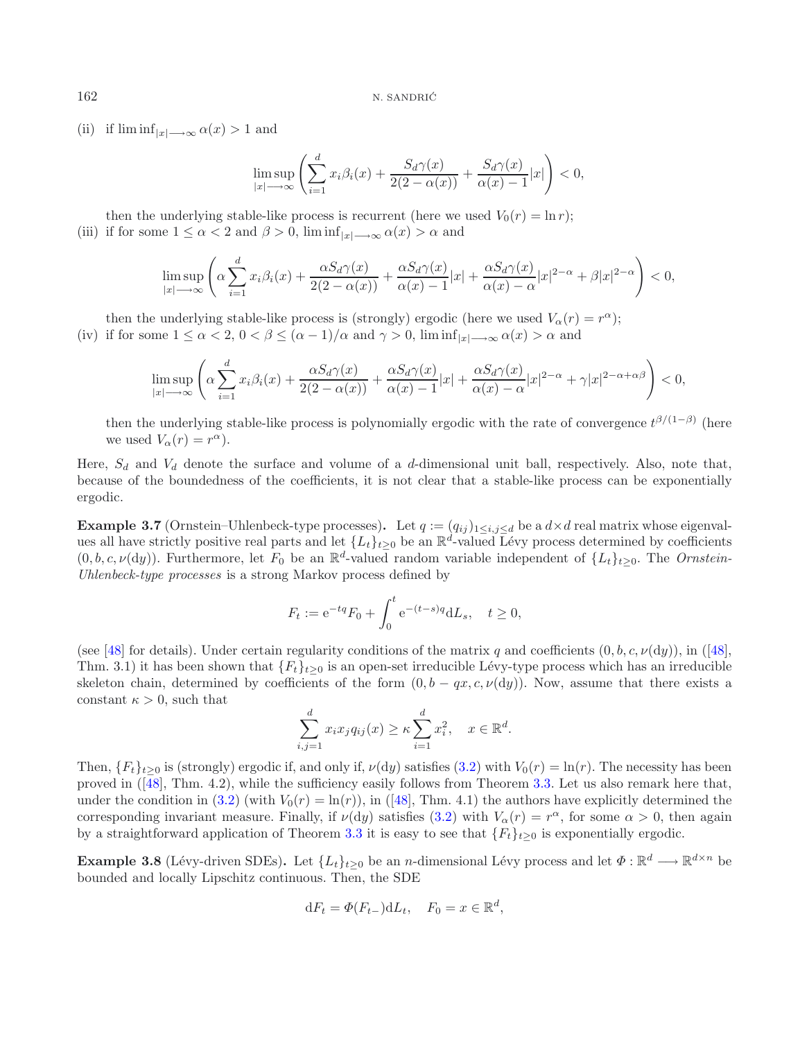(ii) if $\liminf_{|x|\longrightarrow\infty} \alpha(x) > 1$ and

$$\limsup_{|x|\longrightarrow\infty} \left( \sum_{i=1}^{d} x_i \beta_i(x) + \frac{S_d \gamma(x)}{2(2-\alpha(x))} + \frac{S_d \gamma(x)}{\alpha(x)-1} |x| \right) < 0,$$

then the underlying stable-like process is recurrent (here we used $V_0(r) = \ln r$);

(iii) if for some $1 \leq \alpha < 2$ and $\beta > 0$, $\liminf_{|x|\longrightarrow\infty} \alpha(x) > \alpha$ and

$$\limsup_{|x|\longrightarrow\infty} \left( \alpha \sum_{i=1}^{d} x_i \beta_i(x) + \frac{\alpha S_d \gamma(x)}{2(2-\alpha(x))} + \frac{\alpha S_d \gamma(x)}{\alpha(x)-1} |x| + \frac{\alpha S_d \gamma(x)}{\alpha(x)-\alpha} |x|^{2-\alpha} + \beta |x|^{2-\alpha} \right) < 0,$$

then the underlying stable-like process is (strongly) ergodic (here we used $V_\alpha(r) = r^\alpha$);

(iv) if for some $1 \leq \alpha < 2$, $0 < \beta \leq (\alpha-1)/\alpha$ and $\gamma > 0$, $\liminf_{|x|\longrightarrow\infty} \alpha(x) > \alpha$ and

$$\limsup_{|x|\longrightarrow\infty} \left( \alpha \sum_{i=1}^{d} x_i \beta_i(x) + \frac{\alpha S_d \gamma(x)}{2(2-\alpha(x))} + \frac{\alpha S_d \gamma(x)}{\alpha(x)-1} |x| + \frac{\alpha S_d \gamma(x)}{\alpha(x)-\alpha} |x|^{2-\alpha} + \gamma |x|^{2-\alpha+\alpha\beta} \right) < 0,$$

then the underlying stable-like process is polynomially ergodic with the rate of convergence $t^{\beta/(1-\beta)}$ (here we used $V_\alpha(r) = r^\alpha$).

Here, $S_d$ and $V_d$ denote the surface and volume of a $d$-dimensional unit ball, respectively. Also, note that, because of the boundedness of the coefficients, it is not clear that a stable-like process can be exponentially ergodic.

**Example 3.7** (Ornstein–Uhlenbeck-type processes)**.** Let $q := (q_{ij})_{1\leq i,j\leq d}$ be a $d\times d$ real matrix whose eigenvalues all have strictly positive real parts and let $\{L_t\}_{t\geq 0}$ be an $\mathbb{R}^d$-valued Lévy process determined by coefficients $(0, b, c, \nu(\mathrm{d}y))$. Furthermore, let $F_0$ be an $\mathbb{R}^d$-valued random variable independent of $\{L_t\}_{t\geq 0}$. The *Ornstein-Uhlenbeck-type processes* is a strong Markov process defined by

$$F_t := \mathrm{e}^{-tq} F_0 + \int_0^t \mathrm{e}^{-(t-s)q} \mathrm{d}L_s, \quad t \geq 0,$$

(see [48] for details). Under certain regularity conditions of the matrix $q$ and coefficients $(0, b, c, \nu(\mathrm{d}y))$, in ([48], Thm. 3.1) it has been shown that $\{F_t\}_{t\geq 0}$ is an open-set irreducible Lévy-type process which has an irreducible skeleton chain, determined by coefficients of the form $(0, b - qx, c, \nu(\mathrm{d}y))$. Now, assume that there exists a constant $\kappa > 0$, such that

$$\sum_{i,j=1}^{d} x_i x_j q_{ij}(x) \geq \kappa \sum_{i=1}^{d} x_i^2, \quad x \in \mathbb{R}^d.$$

Then, $\{F_t\}_{t\geq 0}$ is (strongly) ergodic if, and only if, $\nu(\mathrm{d}y)$ satisfies (3.2) with $V_0(r) = \ln(r)$. The necessity has been proved in ([48], Thm. 4.2), while the sufficiency easily follows from Theorem 3.3. Let us also remark here that, under the condition in (3.2) (with $V_0(r) = \ln(r)$), in ([48], Thm. 4.1) the authors have explicitly determined the corresponding invariant measure. Finally, if $\nu(dy)$ satisfies (3.2) with $V_\alpha(r) = r^\alpha$, for some $\alpha > 0$, then again by a straightforward application of Theorem 3.3 it is easy to see that $\{F_t\}_{t\geq 0}$ is exponentially ergodic.

**Example 3.8** (Lévy-driven SDEs)**.** Let $\{L_t\}_{t\geq 0}$ be an $n$-dimensional Lévy process and let $\Phi : \mathbb{R}^d \longrightarrow \mathbb{R}^{d\times n}$ be bounded and locally Lipschitz continuous. Then, the SDE

$$\mathrm{d}F_t = \Phi(F_{t-}) \mathrm{d}L_t, \quad F_0 = x \in \mathbb{R}^d,$$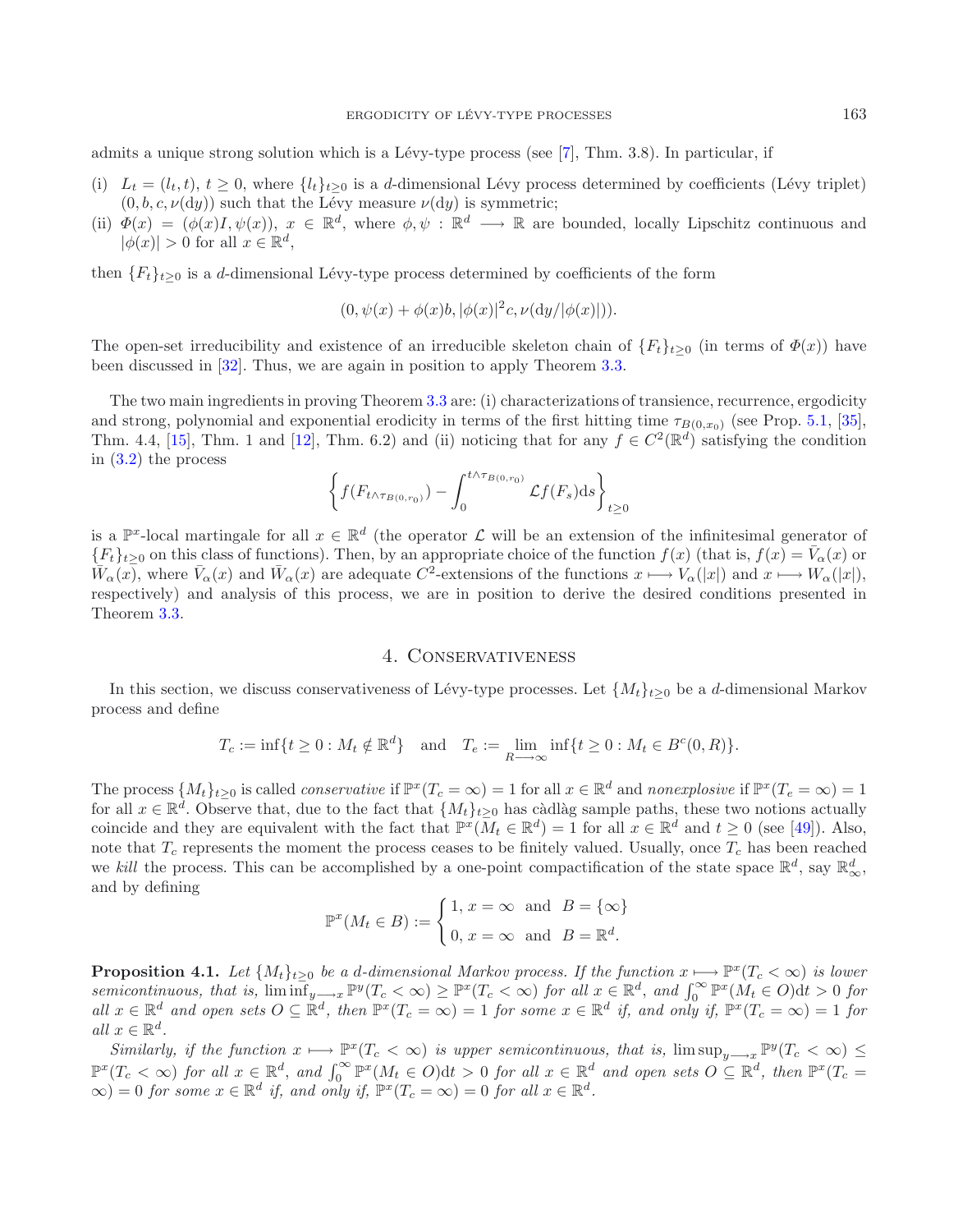admits a unique strong solution which is a Lévy-type process (see [7], Thm. 3.8). In particular, if

(i) $L_t = (l_t, t)$, $t \geq 0$, where $\{l_t\}_{t\geq 0}$ is a $d$-dimensional Lévy process determined by coefficients (Lévy triplet) $(0, b, c, \nu(\mathrm{d}y))$ such that the Lévy measure $\nu(\mathrm{d}y)$ is symmetric;
(ii) $\Phi(x) = (\phi(x)I, \psi(x))$, $x \in \mathbb{R}^d$, where $\phi, \psi : \mathbb{R}^d \longrightarrow \mathbb{R}$ are bounded, locally Lipschitz continuous and $|\phi(x)| > 0$ for all $x \in \mathbb{R}^d$,

then $\{F_t\}_{t\geq 0}$ is a $d$-dimensional Lévy-type process determined by coefficients of the form

$$(0, \psi(x) + \phi(x)b, |\phi(x)|^2 c, \nu(\mathrm{d}y/|\phi(x)|)).$$

The open-set irreducibility and existence of an irreducible skeleton chain of $\{F_t\}_{t\geq 0}$ (in terms of $\Phi(x)$) have been discussed in [32]. Thus, we are again in position to apply Theorem 3.3.

The two main ingredients in proving Theorem 3.3 are: (i) characterizations of transience, recurrence, ergodicity and strong, polynomial and exponential erodicity in terms of the first hitting time $\tau_{B(0,x_0)}$ (see Prop. 5.1, [35], Thm. 4.4, [15], Thm. 1 and [12], Thm. 6.2) and (ii) noticing that for any $f \in C^2(\mathbb{R}^d)$ satisfying the condition in (3.2) the process

$$\left\{ f(F_{t\wedge\tau_{B(0,r_0)}}) - \int_0^{t\wedge\tau_{B(0,r_0)}} \mathcal{L}f(F_s)\mathrm{d}s \right\}_{t\geq 0}$$

is a $\mathbb{P}^x$-local martingale for all $x \in \mathbb{R}^d$ (the operator $\mathcal{L}$ will be an extension of the infinitesimal generator of $\{F_t\}_{t\geq 0}$ on this class of functions). Then, by an appropriate choice of the function $f(x)$ (that is, $f(x) = \bar{V}_\alpha(x)$ or $\bar{W}_\alpha(x)$, where $\bar{V}_\alpha(x)$ and $\bar{W}_\alpha(x)$ are adequate $C^2$-extensions of the functions $x \longmapsto V_\alpha(|x|)$ and $x \longmapsto W_\alpha(|x|)$, respectively) and analysis of this process, we are in position to derive the desired conditions presented in Theorem 3.3.

## 4. Conservativeness

In this section, we discuss conservativeness of Lévy-type processes. Let $\{M_t\}_{t\geq 0}$ be a $d$-dimensional Markov process and define

$$T_c := \inf\{t \geq 0 : M_t \notin \mathbb{R}^d\} \quad \text{and} \quad T_e := \lim_{R\longrightarrow\infty} \inf\{t \geq 0 : M_t \in B^c(0, R)\}.$$

The process $\{M_t\}_{t\geq 0}$ is called *conservative* if $\mathbb{P}^x(T_c = \infty) = 1$ for all $x \in \mathbb{R}^d$ and *nonexplosive* if $\mathbb{P}^x(T_e = \infty) = 1$ for all $x \in \mathbb{R}^d$. Observe that, due to the fact that $\{M_t\}_{t\geq 0}$ has càdlàg sample paths, these two notions actually coincide and they are equivalent with the fact that $\mathbb{P}^x(M_t \in \mathbb{R}^d) = 1$ for all $x \in \mathbb{R}^d$ and $t \geq 0$ (see [49]). Also, note that $T_c$ represents the moment the process ceases to be finitely valued. Usually, once $T_c$ has been reached we *kill* the process. This can be accomplished by a one-point compactification of the state space $\mathbb{R}^d$, say $\mathbb{R}^d_\infty$, and by defining

$$\mathbb{P}^x(M_t \in B) := \begin{cases} 1, & x = \infty \ \text{ and } \ B = \{\infty\} \\ 0, & x = \infty \ \text{ and } \ B = \mathbb{R}^d. \end{cases}$$

**Proposition 4.1.** *Let $\{M_t\}_{t\geq 0}$ be a $d$-dimensional Markov process. If the function $x \longmapsto \mathbb{P}^x(T_c < \infty)$ is lower semicontinuous, that is, $\liminf_{y\longrightarrow x} \mathbb{P}^y(T_c < \infty) \geq \mathbb{P}^x(T_c < \infty)$ for all $x \in \mathbb{R}^d$, and $\int_0^\infty \mathbb{P}^x(M_t \in O)\mathrm{d}t > 0$ for all $x \in \mathbb{R}^d$ and open sets $O \subseteq \mathbb{R}^d$, then $\mathbb{P}^x(T_c = \infty) = 1$ for some $x \in \mathbb{R}^d$ if, and only if, $\mathbb{P}^x(T_c = \infty) = 1$ for all $x \in \mathbb{R}^d$.*

*Similarly, if the function $x \longmapsto \mathbb{P}^x(T_c < \infty)$ is upper semicontinuous, that is, $\limsup_{y\longrightarrow x} \mathbb{P}^y(T_c < \infty) \leq \mathbb{P}^x(T_c < \infty)$ for all $x \in \mathbb{R}^d$, and $\int_0^\infty \mathbb{P}^x(M_t \in O)\mathrm{d}t > 0$ for all $x \in \mathbb{R}^d$ and open sets $O \subseteq \mathbb{R}^d$, then $\mathbb{P}^x(T_c = \infty) = 0$ for some $x \in \mathbb{R}^d$ if, and only if, $\mathbb{P}^x(T_c = \infty) = 0$ for all $x \in \mathbb{R}^d$.*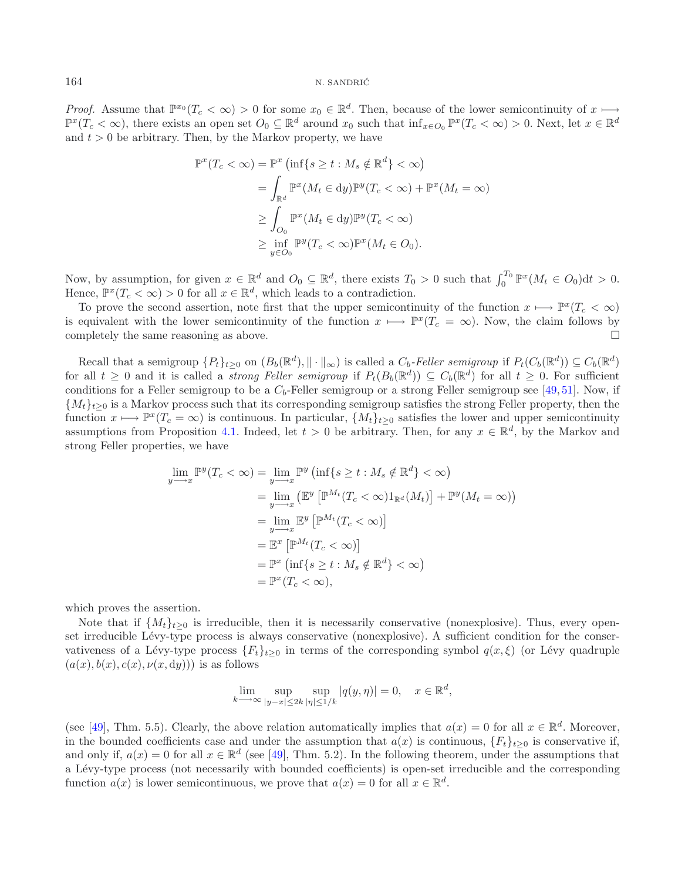*Proof.* Assume that $\mathbb{P}^{x_0}(T_c < \infty) > 0$ for some $x_0 \in \mathbb{R}^d$. Then, because of the lower semicontinuity of $x \longmapsto \mathbb{P}^x(T_c < \infty)$, there exists an open set $O_0 \subseteq \mathbb{R}^d$ around $x_0$ such that $\inf_{x \in O_0} \mathbb{P}^x(T_c < \infty) > 0$. Next, let $x \in \mathbb{R}^d$ and $t > 0$ be arbitrary. Then, by the Markov property, we have

$$
\begin{aligned}
\mathbb{P}^x(T_c < \infty) &= \mathbb{P}^x\left(\inf\{s \geq t : M_s \notin \mathbb{R}^d\} < \infty\right) \\
&= \int_{\mathbb{R}^d} \mathbb{P}^x(M_t \in \mathrm{d}y)\mathbb{P}^y(T_c < \infty) + \mathbb{P}^x(M_t = \infty) \\
&\geq \int_{O_0} \mathbb{P}^x(M_t \in \mathrm{d}y)\mathbb{P}^y(T_c < \infty) \\
&\geq \inf_{y \in O_0} \mathbb{P}^y(T_c < \infty)\mathbb{P}^x(M_t \in O_0).
\end{aligned}
$$

Now, by assumption, for given $x \in \mathbb{R}^d$ and $O_0 \subseteq \mathbb{R}^d$, there exists $T_0 > 0$ such that $\int_0^{T_0} \mathbb{P}^x(M_t \in O_0)\mathrm{d}t > 0$. Hence, $\mathbb{P}^x(T_c < \infty) > 0$ for all $x \in \mathbb{R}^d$, which leads to a contradiction.

To prove the second assertion, note first that the upper semicontinuity of the function $x \longmapsto \mathbb{P}^x(T_c < \infty)$ is equivalent with the lower semicontinuity of the function $x \longmapsto \mathbb{P}^x(T_c = \infty)$. Now, the claim follows by completely the same reasoning as above. □

Recall that a semigroup $\{P_t\}_{t\geq 0}$ on $(B_b(\mathbb{R}^d), \|\cdot\|_\infty)$ is called a *$C_b$-Feller semigroup* if $P_t(C_b(\mathbb{R}^d)) \subseteq C_b(\mathbb{R}^d)$ for all $t \geq 0$ and it is called a *strong Feller semigroup* if $P_t(B_b(\mathbb{R}^d)) \subseteq C_b(\mathbb{R}^d)$ for all $t \geq 0$. For sufficient conditions for a Feller semigroup to be a $C_b$-Feller semigroup or a strong Feller semigroup see [49,51]. Now, if $\{M_t\}_{t\geq 0}$ is a Markov process such that its corresponding semigroup satisfies the strong Feller property, then the function $x \longmapsto \mathbb{P}^x(T_c = \infty)$ is continuous. In particular, $\{M_t\}_{t\geq 0}$ satisfies the lower and upper semicontinuity assumptions from Proposition 4.1. Indeed, let $t > 0$ be arbitrary. Then, for any $x \in \mathbb{R}^d$, by the Markov and strong Feller properties, we have

$$
\begin{aligned}
\lim_{y \longrightarrow x} \mathbb{P}^y(T_c < \infty) &= \lim_{y \longrightarrow x} \mathbb{P}^y\left(\inf\{s \geq t : M_s \notin \mathbb{R}^d\} < \infty\right) \\
&= \lim_{y \longrightarrow x} \left(\mathbb{E}^y\left[\mathbb{P}^{M_t}(T_c < \infty)1_{\mathbb{R}^d}(M_t)\right] + \mathbb{P}^y(M_t = \infty)\right) \\
&= \lim_{y \longrightarrow x} \mathbb{E}^y\left[\mathbb{P}^{M_t}(T_c < \infty)\right] \\
&= \mathbb{E}^x\left[\mathbb{P}^{M_t}(T_c < \infty)\right] \\
&= \mathbb{P}^x\left(\inf\{s \geq t : M_s \notin \mathbb{R}^d\} < \infty\right) \\
&= \mathbb{P}^x(T_c < \infty),
\end{aligned}
$$

which proves the assertion.

Note that if $\{M_t\}_{t\geq 0}$ is irreducible, then it is necessarily conservative (nonexplosive). Thus, every open-set irreducible Lévy-type process is always conservative (nonexplosive). A sufficient condition for the conservativeness of a Lévy-type process $\{F_t\}_{t\geq 0}$ in terms of the corresponding symbol $q(x,\xi)$ (or Lévy quadruple $(a(x), b(x), c(x), \nu(x, \mathrm{d}y))$) is as follows

$$
\lim_{k \longrightarrow \infty} \sup_{|y-x| \leq 2k} \sup_{|\eta| \leq 1/k} |q(y, \eta)| = 0, \quad x \in \mathbb{R}^d,
$$

(see [49], Thm. 5.5). Clearly, the above relation automatically implies that $a(x) = 0$ for all $x \in \mathbb{R}^d$. Moreover, in the bounded coefficients case and under the assumption that $a(x)$ is continuous, $\{F_t\}_{t\geq 0}$ is conservative if, and only if, $a(x) = 0$ for all $x \in \mathbb{R}^d$ (see [49], Thm. 5.2). In the following theorem, under the assumptions that a Lévy-type process (not necessarily with bounded coefficients) is open-set irreducible and the corresponding function $a(x)$ is lower semicontinuous, we prove that $a(x) = 0$ for all $x \in \mathbb{R}^d$.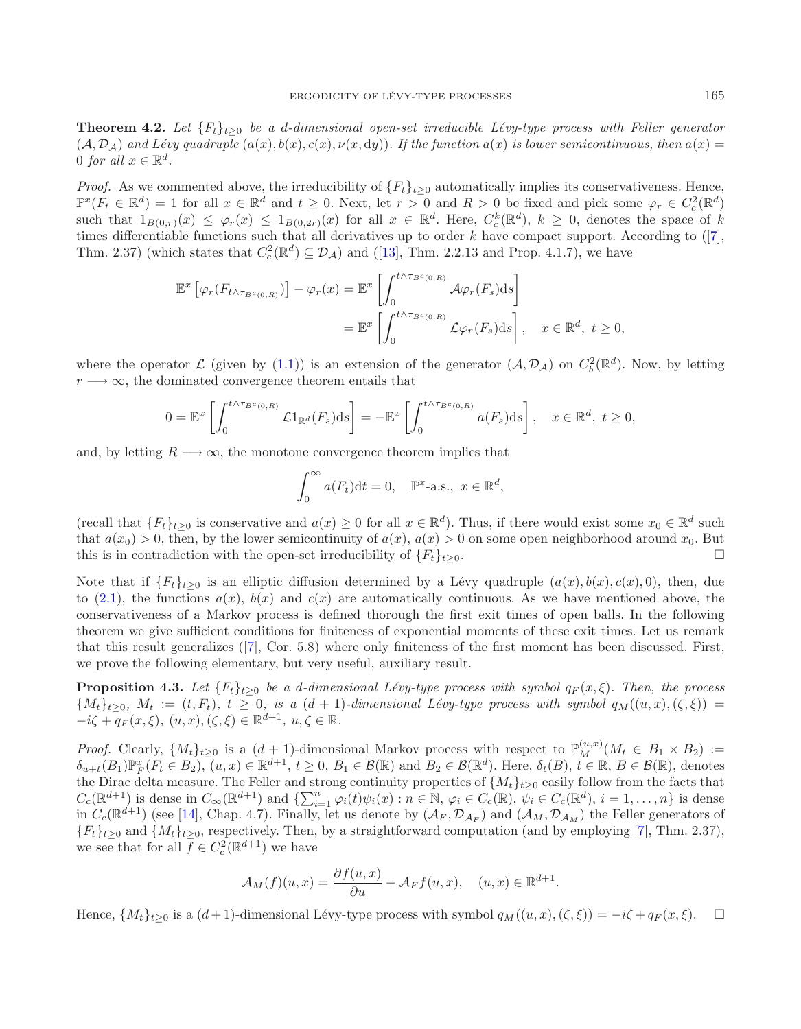**Theorem 4.2.** *Let $\{F_t\}_{t\geq 0}$ be a $d$-dimensional open-set irreducible Lévy-type process with Feller generator $(\mathcal{A}, \mathcal{D}_{\mathcal{A}})$ and Lévy quadruple $(a(x), b(x), c(x), \nu(x, \mathrm{d}y))$. If the function $a(x)$ is lower semicontinuous, then $a(x) = 0$ for all $x \in \mathbb{R}^d$.*

*Proof.* As we commented above, the irreducibility of $\{F_t\}_{t\geq 0}$ automatically implies its conservativeness. Hence, $\mathbb{P}^x(F_t \in \mathbb{R}^d) = 1$ for all $x \in \mathbb{R}^d$ and $t \geq 0$. Next, let $r > 0$ and $R > 0$ be fixed and pick some $\varphi_r \in C_c^2(\mathbb{R}^d)$ such that $1_{B(0,r)}(x) \leq \varphi_r(x) \leq 1_{B(0,2r)}(x)$ for all $x \in \mathbb{R}^d$. Here, $C_c^k(\mathbb{R}^d)$, $k \geq 0$, denotes the space of $k$ times differentiable functions such that all derivatives up to order $k$ have compact support. According to ([7], Thm. 2.37) (which states that $C_c^2(\mathbb{R}^d) \subseteq \mathcal{D}_{\mathcal{A}}$) and ([13], Thm. 2.2.13 and Prop. 4.1.7), we have

$$\begin{aligned}\mathbb{E}^x\left[\varphi_r(F_{t\wedge\tau_{B^c(0,R)}})\right] - \varphi_r(x) &= \mathbb{E}^x\left[\int_0^{t\wedge\tau_{B^c(0,R)}} \mathcal{A}\varphi_r(F_s)\mathrm{d}s\right] \\ &= \mathbb{E}^x\left[\int_0^{t\wedge\tau_{B^c(0,R)}} \mathcal{L}\varphi_r(F_s)\mathrm{d}s\right], \quad x \in \mathbb{R}^d,\ t \geq 0,\end{aligned}$$

where the operator $\mathcal{L}$ (given by (1.1)) is an extension of the generator $(\mathcal{A}, \mathcal{D}_{\mathcal{A}})$ on $C_b^2(\mathbb{R}^d)$. Now, by letting $r \longrightarrow \infty$, the dominated convergence theorem entails that

$$0 = \mathbb{E}^x\left[\int_0^{t\wedge\tau_{B^c(0,R)}} \mathcal{L}1_{\mathbb{R}^d}(F_s)\mathrm{d}s\right] = -\mathbb{E}^x\left[\int_0^{t\wedge\tau_{B^c(0,R)}} a(F_s)\mathrm{d}s\right], \quad x \in \mathbb{R}^d,\ t \geq 0,$$

and, by letting $R \longrightarrow \infty$, the monotone convergence theorem implies that

$$\int_0^\infty a(F_t)\mathrm{d}t = 0, \quad \mathbb{P}^x\text{-a.s.},\ x \in \mathbb{R}^d,$$

(recall that $\{F_t\}_{t\geq 0}$ is conservative and $a(x) \geq 0$ for all $x \in \mathbb{R}^d$). Thus, if there would exist some $x_0 \in \mathbb{R}^d$ such that $a(x_0) > 0$, then, by the lower semicontinuity of $a(x)$, $a(x) > 0$ on some open neighborhood around $x_0$. But this is in contradiction with the open-set irreducibility of $\{F_t\}_{t\geq 0}$. □

Note that if $\{F_t\}_{t\geq 0}$ is an elliptic diffusion determined by a Lévy quadruple $(a(x), b(x), c(x), 0)$, then, due to (2.1), the functions $a(x)$, $b(x)$ and $c(x)$ are automatically continuous. As we have mentioned above, the conservativeness of a Markov process is defined thorough the first exit times of open balls. In the following theorem we give sufficient conditions for finiteness of exponential moments of these exit times. Let us remark that this result generalizes ([7], Cor. 5.8) where only finiteness of the first moment has been discussed. First, we prove the following elementary, but very useful, auxiliary result.

**Proposition 4.3.** *Let $\{F_t\}_{t\geq 0}$ be a $d$-dimensional Lévy-type process with symbol $q_F(x, \xi)$. Then, the process $\{M_t\}_{t\geq 0}$, $M_t := (t, F_t)$, $t \geq 0$, is a $(d+1)$-dimensional Lévy-type process with symbol $q_M((u, x), (\zeta, \xi)) = -i\zeta + q_F(x, \xi)$, $(u, x), (\zeta, \xi) \in \mathbb{R}^{d+1}$, $u, \zeta \in \mathbb{R}$.*

*Proof.* Clearly, $\{M_t\}_{t\geq 0}$ is a $(d+1)$-dimensional Markov process with respect to $\mathbb{P}_M^{(u,x)}(M_t \in B_1 \times B_2) := \delta_{u+t}(B_1)\mathbb{P}_F^x(F_t \in B_2)$, $(u, x) \in \mathbb{R}^{d+1}$, $t \geq 0$, $B_1 \in \mathcal{B}(\mathbb{R})$ and $B_2 \in \mathcal{B}(\mathbb{R}^d)$. Here, $\delta_t(B)$, $t \in \mathbb{R}$, $B \in \mathcal{B}(\mathbb{R})$, denotes the Dirac delta measure. The Feller and strong continuity properties of $\{M_t\}_{t\geq 0}$ easily follow from the facts that $C_c(\mathbb{R}^{d+1})$ is dense in $C_\infty(\mathbb{R}^{d+1})$ and $\{\sum_{i=1}^n \varphi_i(t)\psi_i(x) : n \in \mathbb{N},\ \varphi_i \in C_c(\mathbb{R}),\ \psi_i \in C_c(\mathbb{R}^d),\ i = 1, \ldots, n\}$ is dense in $C_c(\mathbb{R}^{d+1})$ (see [14], Chap. 4.7). Finally, let us denote by $(\mathcal{A}_F, \mathcal{D}_{\mathcal{A}_F})$ and $(\mathcal{A}_M, \mathcal{D}_{\mathcal{A}_M})$ the Feller generators of $\{F_t\}_{t\geq 0}$ and $\{M_t\}_{t\geq 0}$, respectively. Then, by a straightforward computation (and by employing [7], Thm. 2.37), we see that for all $f \in C_c^2(\mathbb{R}^{d+1})$ we have

$$\mathcal{A}_M(f)(u, x) = \frac{\partial f(u, x)}{\partial u} + \mathcal{A}_F f(u, x), \quad (u, x) \in \mathbb{R}^{d+1}.$$

Hence, $\{M_t\}_{t\geq 0}$ is a $(d+1)$-dimensional Lévy-type process with symbol $q_M((u, x), (\zeta, \xi)) = -i\zeta + q_F(x, \xi)$. □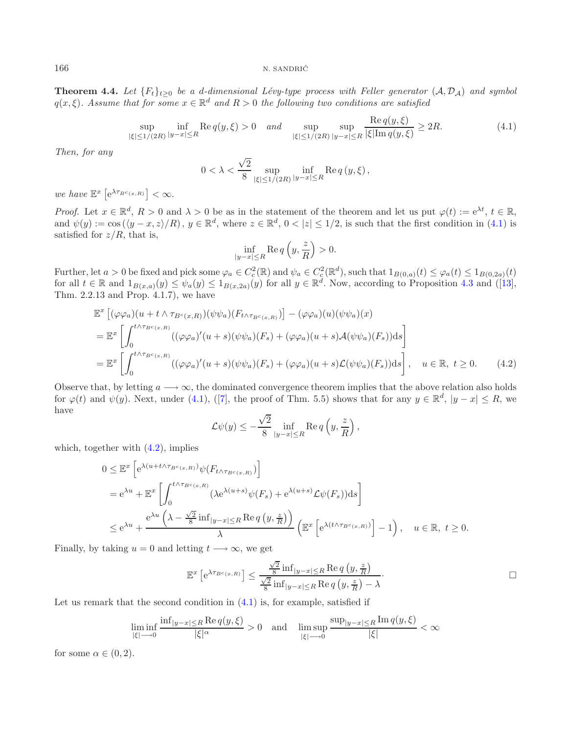**Theorem 4.4.** *Let $\{F_t\}_{t\geq 0}$ be a $d$-dimensional Lévy-type process with Feller generator $(\mathcal{A},\mathcal{D}_{\mathcal{A}})$ and symbol $q(x,\xi)$. Assume that for some $x\in\mathbb{R}^d$ and $R>0$ the following two conditions are satisfied*

$$\sup_{|\xi|\leq 1/(2R)}\inf_{|y-x|\leq R}\operatorname{Re} q(y,\xi)>0 \quad \text{and} \quad \sup_{|\xi|\leq 1/(2R)}\sup_{|y-x|\leq R}\frac{\operatorname{Re} q(y,\xi)}{|\xi|\operatorname{Im} q(y,\xi)}\geq 2R. \tag{4.1}$$

*Then, for any*

$$0<\lambda<\frac{\sqrt{2}}{8}\sup_{|\xi|\leq 1/(2R)}\inf_{|y-x|\leq R}\operatorname{Re} q\left(y,\xi\right),$$

*we have* $\mathbb{E}^x\left[\mathrm{e}^{\lambda\tau_{B^c(x,R)}}\right]<\infty$.

*Proof.* Let $x\in\mathbb{R}^d$, $R>0$ and $\lambda>0$ be as in the statement of the theorem and let us put $\varphi(t):=\mathrm{e}^{\lambda t}$, $t\in\mathbb{R}$, and $\psi(y):=\cos\left(\langle y-x,z\rangle/R\right)$, $y\in\mathbb{R}^d$, where $z\in\mathbb{R}^d$, $0<|z|\leq 1/2$, is such that the first condition in (4.1) is satisfied for $z/R$, that is,

$$\inf_{|y-x|\leq R}\operatorname{Re} q\left(y,\frac{z}{R}\right)>0.$$

Further, let $a>0$ be fixed and pick some $\varphi_a\in C_c^2(\mathbb{R})$ and $\psi_a\in C_c^2(\mathbb{R}^d)$, such that $1_{B(0,a)}(t)\leq\varphi_a(t)\leq 1_{B(0,2a)}(t)$ for all $t\in\mathbb{R}$ and $1_{B(x,a)}(y)\leq\psi_a(y)\leq 1_{B(x,2a)}(y)$ for all $y\in\mathbb{R}^d$. Now, according to Proposition 4.3 and ([13], Thm. 2.2.13 and Prop. 4.1.7), we have

$$\begin{aligned}
&\mathbb{E}^x\left[(\varphi\varphi_a)(u+t\wedge\tau_{B^c(x,R)})(\psi\psi_a)(F_{t\wedge\tau_{B^c(x,R)}})\right]-(\varphi\varphi_a)(u)(\psi\psi_a)(x)\\
&=\mathbb{E}^x\left[\int_0^{t\wedge\tau_{B^c(x,R)}}((\varphi\varphi_a)'(u+s)(\psi\psi_a)(F_s)+(\varphi\varphi_a)(u+s)\mathcal{A}(\psi\psi_a)(F_s))\mathrm{d}s\right]\\
&=\mathbb{E}^x\left[\int_0^{t\wedge\tau_{B^c(x,R)}}((\varphi\varphi_a)'(u+s)(\psi\psi_a)(F_s)+(\varphi\varphi_a)(u+s)\mathcal{L}(\psi\psi_a)(F_s))\mathrm{d}s\right],\quad u\in\mathbb{R},\ t\geq 0.
\end{aligned}\tag{4.2}$$

Observe that, by letting $a\longrightarrow\infty$, the dominated convergence theorem implies that the above relation also holds for $\varphi(t)$ and $\psi(y)$. Next, under (4.1), ([7], the proof of Thm. 5.5) shows that for any $y\in\mathbb{R}^d$, $|y-x|\leq R$, we have

$$\mathcal{L}\psi(y)\leq-\frac{\sqrt{2}}{8}\inf_{|y-x|\leq R}\operatorname{Re} q\left(y,\frac{z}{R}\right),$$

which, together with (4.2), implies

$$\begin{aligned}
0&\leq\mathbb{E}^x\left[\mathrm{e}^{\lambda(u+t\wedge\tau_{B^c(x,R)})}\psi(F_{t\wedge\tau_{B^c(x,R)}})\right]\\
&=\mathrm{e}^{\lambda u}+\mathbb{E}^x\left[\int_0^{t\wedge\tau_{B^c(x,R)}}(\lambda\mathrm{e}^{\lambda(u+s)}\psi(F_s)+\mathrm{e}^{\lambda(u+s)}\mathcal{L}\psi(F_s))\mathrm{d}s\right]\\
&\leq\mathrm{e}^{\lambda u}+\frac{\mathrm{e}^{\lambda u}\left(\lambda-\frac{\sqrt{2}}{8}\inf_{|y-x|\leq R}\operatorname{Re} q\left(y,\frac{z}{R}\right)\right)}{\lambda}\left(\mathbb{E}^x\left[\mathrm{e}^{\lambda(t\wedge\tau_{B^c(x,R)})}\right]-1\right),\quad u\in\mathbb{R},\ t\geq 0.
\end{aligned}$$

Finally, by taking $u=0$ and letting $t\longrightarrow\infty$, we get

$$\mathbb{E}^x\left[\mathrm{e}^{\lambda\tau_{B^c(x,R)}}\right]\leq\frac{\frac{\sqrt{2}}{8}\inf_{|y-x|\leq R}\operatorname{Re} q\left(y,\frac{z}{R}\right)}{\frac{\sqrt{2}}{8}\inf_{|y-x|\leq R}\operatorname{Re} q\left(y,\frac{z}{R}\right)-\lambda}.$$

□

Let us remark that the second condition in (4.1) is, for example, satisfied if

$$\liminf_{|\xi|\longrightarrow 0}\frac{\inf_{|y-x|\leq R}\operatorname{Re} q(y,\xi)}{|\xi|^{\alpha}}>0\quad\text{and}\quad\limsup_{|\xi|\longrightarrow 0}\frac{\sup_{|y-x|\leq R}\operatorname{Im} q(y,\xi)}{|\xi|}<\infty$$

for some $\alpha\in(0,2)$.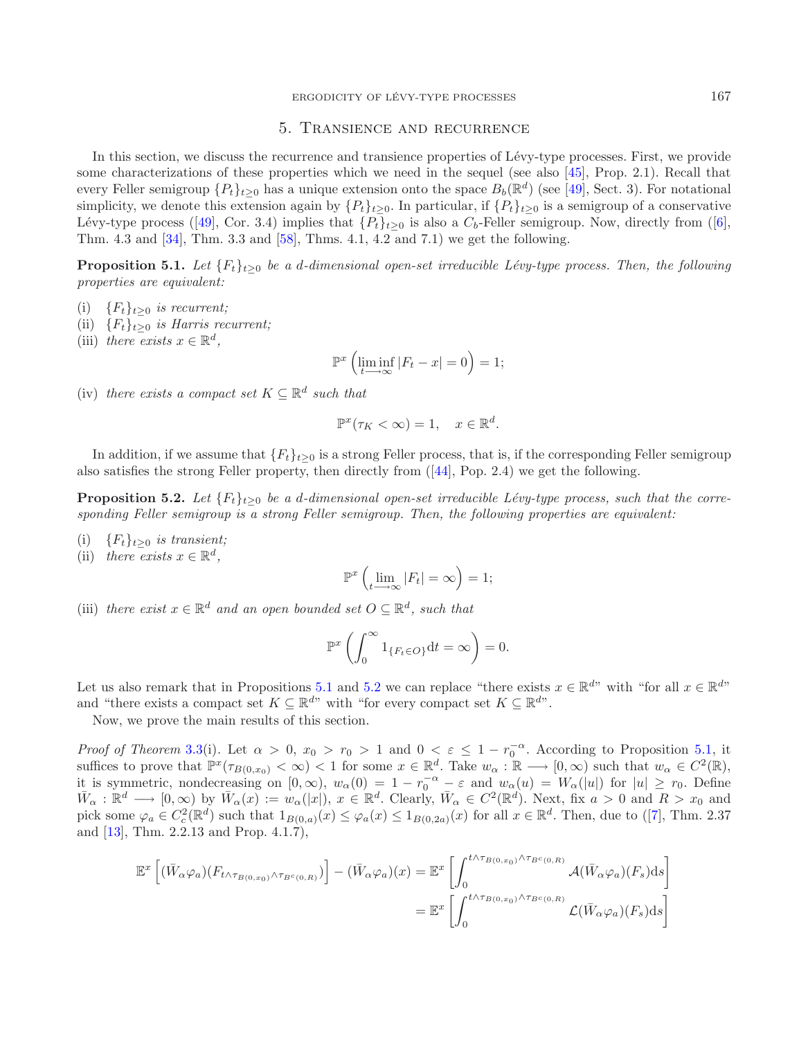## 5. Transience and recurrence

In this section, we discuss the recurrence and transience properties of Lévy-type processes. First, we provide some characterizations of these properties which we need in the sequel (see also [45], Prop. 2.1). Recall that every Feller semigroup $\{P_t\}_{t\geq 0}$ has a unique extension onto the space $B_b(\mathbb{R}^d)$ (see [49], Sect. 3). For notational simplicity, we denote this extension again by $\{P_t\}_{t\geq 0}$. In particular, if $\{P_t\}_{t\geq 0}$ is a semigroup of a conservative Lévy-type process ([49], Cor. 3.4) implies that $\{P_t\}_{t\geq 0}$ is also a $C_b$-Feller semigroup. Now, directly from ([6], Thm. 4.3 and [34], Thm. 3.3 and [58], Thms. 4.1, 4.2 and 7.1) we get the following.

**Proposition 5.1.** *Let $\{F_t\}_{t\geq 0}$ be a d-dimensional open-set irreducible Lévy-type process. Then, the following properties are equivalent:*

(i) $\{F_t\}_{t\geq 0}$ *is recurrent;*
(ii) $\{F_t\}_{t\geq 0}$ *is Harris recurrent;*
(iii) *there exists $x \in \mathbb{R}^d$,*

$$\mathbb{P}^x\left(\liminf_{t\longrightarrow\infty}|F_t - x| = 0\right) = 1;$$

(iv) *there exists a compact set $K \subseteq \mathbb{R}^d$ such that*

$$\mathbb{P}^x(\tau_K < \infty) = 1, \quad x \in \mathbb{R}^d.$$

In addition, if we assume that $\{F_t\}_{t\geq 0}$ is a strong Feller process, that is, if the corresponding Feller semigroup also satisfies the strong Feller property, then directly from ([44], Pop. 2.4) we get the following.

**Proposition 5.2.** *Let $\{F_t\}_{t\geq 0}$ be a d-dimensional open-set irreducible Lévy-type process, such that the corresponding Feller semigroup is a strong Feller semigroup. Then, the following properties are equivalent:*

(i) $\{F_t\}_{t\geq 0}$ *is transient;*
(ii) *there exists $x \in \mathbb{R}^d$,*

$$\mathbb{P}^x\left(\lim_{t\longrightarrow\infty}|F_t| = \infty\right) = 1;$$

(iii) *there exist $x \in \mathbb{R}^d$ and an open bounded set $O \subseteq \mathbb{R}^d$, such that*

$$\mathbb{P}^x\left(\int_0^\infty 1_{\{F_t\in O\}}\mathrm{d}t = \infty\right) = 0.$$

Let us also remark that in Propositions 5.1 and 5.2 we can replace "there exists $x \in \mathbb{R}^d$" with "for all $x \in \mathbb{R}^d$" and "there exists a compact set $K \subseteq \mathbb{R}^d$" with "for every compact set $K \subseteq \mathbb{R}^d$".

Now, we prove the main results of this section.

*Proof of Theorem* 3.3(i). Let $\alpha > 0$, $x_0 > r_0 > 1$ and $0 < \varepsilon \leq 1 - r_0^{-\alpha}$. According to Proposition 5.1, it suffices to prove that $\mathbb{P}^x(\tau_{B(0,x_0)} < \infty) < 1$ for some $x \in \mathbb{R}^d$. Take $w_\alpha : \mathbb{R} \longrightarrow [0,\infty)$ such that $w_\alpha \in C^2(\mathbb{R})$, it is symmetric, nondecreasing on $[0,\infty)$, $w_\alpha(0) = 1 - r_0^{-\alpha} - \varepsilon$ and $w_\alpha(u) = W_\alpha(|u|)$ for $|u| \geq r_0$. Define $\bar{W}_\alpha : \mathbb{R}^d \longrightarrow [0,\infty)$ by $\bar{W}_\alpha(x) := w_\alpha(|x|)$, $x \in \mathbb{R}^d$. Clearly, $\bar{W}_\alpha \in C^2(\mathbb{R}^d)$. Next, fix $a > 0$ and $R > x_0$ and pick some $\varphi_a \in C_c^2(\mathbb{R}^d)$ such that $1_{B(0,a)}(x) \leq \varphi_a(x) \leq 1_{B(0,2a)}(x)$ for all $x \in \mathbb{R}^d$. Then, due to ([7], Thm. 2.37 and [13], Thm. 2.2.13 and Prop. 4.1.7),

$$\begin{aligned}\mathbb{E}^x\left[(\bar{W}_\alpha\varphi_a)(F_{t\wedge\tau_{B(0,x_0)}\wedge\tau_{B^c(0,R)}})\right] - (\bar{W}_\alpha\varphi_a)(x) &= \mathbb{E}^x\left[\int_0^{t\wedge\tau_{B(0,x_0)}\wedge\tau_{B^c(0,R)}}\mathcal{A}(\bar{W}_\alpha\varphi_a)(F_s)\mathrm{d}s\right]\\ &= \mathbb{E}^x\left[\int_0^{t\wedge\tau_{B(0,x_0)}\wedge\tau_{B^c(0,R)}}\mathcal{L}(\bar{W}_\alpha\varphi_a)(F_s)\mathrm{d}s\right]\end{aligned}$$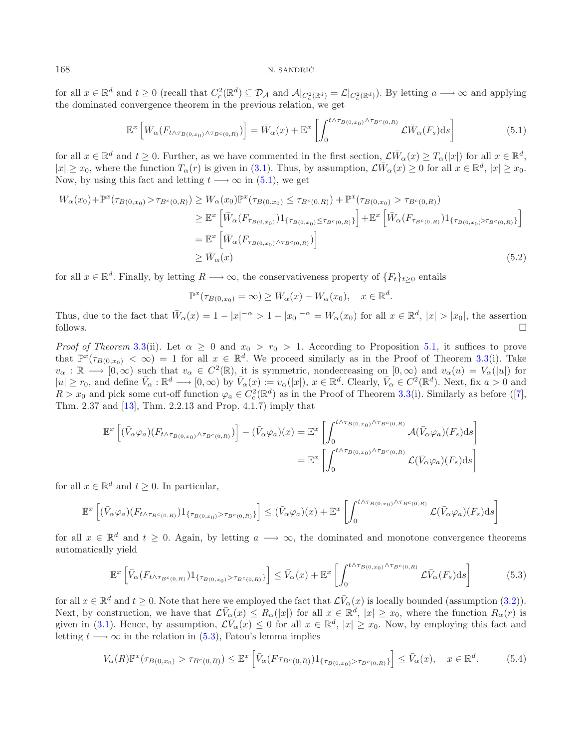for all $x \in \mathbb{R}^d$ and $t \geq 0$ (recall that $C_c^2(\mathbb{R}^d) \subseteq \mathcal{D}_\mathcal{A}$ and $\mathcal{A}|_{C_c^2(\mathbb{R}^d)} = \mathcal{L}|_{C_c^2(\mathbb{R}^d)}$). By letting $a \longrightarrow \infty$ and applying the dominated convergence theorem in the previous relation, we get

$$\mathbb{E}^x\left[\bar{W}_\alpha(F_{t\wedge\tau_{B(0,x_0)}\wedge\tau_{B^c(0,R)}})\right] = \bar{W}_\alpha(x) + \mathbb{E}^x\left[\int_0^{t\wedge\tau_{B(0,x_0)}\wedge\tau_{B^c(0,R)}} \mathcal{L}\bar{W}_\alpha(F_s)\mathrm{d}s\right] \tag{5.1}$$

for all $x \in \mathbb{R}^d$ and $t \geq 0$. Further, as we have commented in the first section, $\mathcal{L}\bar{W}_\alpha(x) \geq T_\alpha(|x|)$ for all $x \in \mathbb{R}^d$, $|x| \geq x_0$, where the function $T_\alpha(r)$ is given in (3.1). Thus, by assumption, $\mathcal{L}\bar{W}_\alpha(x) \geq 0$ for all $x \in \mathbb{R}^d$, $|x| \geq x_0$. Now, by using this fact and letting $t \longrightarrow \infty$ in (5.1), we get

$$\begin{aligned}
W_\alpha(x_0)+\mathbb{P}^x(\tau_{B(0,x_0)}>\tau_{B^c(0,R)}) &\geq W_\alpha(x_0)\mathbb{P}^x(\tau_{B(0,x_0)} \leq \tau_{B^c(0,R)}) + \mathbb{P}^x(\tau_{B(0,x_0)} > \tau_{B^c(0,R)})\\
&\geq \mathbb{E}^x\left[\bar{W}_\alpha(F_{\tau_{B(0,x_0)}})1_{\{\tau_{B(0,x_0)}\leq\tau_{B^c(0,R)}\}}\right] + \mathbb{E}^x\left[\bar{W}_\alpha(F_{\tau_{B^c(0,R)}})1_{\{\tau_{B(0,x_0)}>\tau_{B^c(0,R)}\}}\right]\\
&= \mathbb{E}^x\left[\bar{W}_\alpha(F_{\tau_{B(0,x_0)}\wedge\tau_{B^c(0,R)}})\right]\\
&\geq \bar{W}_\alpha(x)
\end{aligned} \tag{5.2}$$

for all $x \in \mathbb{R}^d$. Finally, by letting $R \longrightarrow \infty$, the conservativeness property of $\{F_t\}_{t\geq0}$ entails

$$\mathbb{P}^x(\tau_{B(0,x_0)} = \infty) \geq \bar{W}_\alpha(x) - W_\alpha(x_0), \quad x \in \mathbb{R}^d.$$

Thus, due to the fact that $\bar{W}_\alpha(x) = 1 - |x|^{-\alpha} > 1 - |x_0|^{-\alpha} = W_\alpha(x_0)$ for all $x \in \mathbb{R}^d$, $|x| > |x_0|$, the assertion follows. □

*Proof of Theorem* 3.3(ii). Let $\alpha \geq 0$ and $x_0 > r_0 > 1$. According to Proposition 5.1, it suffices to prove that $\mathbb{P}^x(\tau_{B(0,x_0)} < \infty) = 1$ for all $x \in \mathbb{R}^d$. We proceed similarly as in the Proof of Theorem 3.3(i). Take $v_\alpha : \mathbb{R} \longrightarrow [0,\infty)$ such that $v_\alpha \in C^2(\mathbb{R})$, it is symmetric, nondecreasing on $[0,\infty)$ and $v_\alpha(u) = V_\alpha(|u|)$ for $|u| \geq r_0$, and define $\bar{V}_\alpha : \mathbb{R}^d \longrightarrow [0,\infty)$ by $\bar{V}_\alpha(x) := v_\alpha(|x|)$, $x \in \mathbb{R}^d$. Clearly, $\bar{V}_\alpha \in C^2(\mathbb{R}^d)$. Next, fix $a > 0$ and $R > x_0$ and pick some cut-off function $\varphi_a \in C_c^2(\mathbb{R}^d)$ as in the Proof of Theorem 3.3(i). Similarly as before ([7], Thm. 2.37 and [13], Thm. 2.2.13 and Prop. 4.1.7) imply that

$$\begin{aligned}
\mathbb{E}^x\left[(\bar{V}_\alpha\varphi_a)(F_{t\wedge\tau_{B(0,x_0)}\wedge\tau_{B^c(0,R)}})\right] - (\bar{V}_\alpha\varphi_a)(x) &= \mathbb{E}^x\left[\int_0^{t\wedge\tau_{B(0,x_0)}\wedge\tau_{B^c(0,R)}} \mathcal{A}(\bar{V}_\alpha\varphi_a)(F_s)\mathrm{d}s\right]\\
&= \mathbb{E}^x\left[\int_0^{t\wedge\tau_{B(0,x_0)}\wedge\tau_{B^c(0,R)}} \mathcal{L}(\bar{V}_\alpha\varphi_a)(F_s)\mathrm{d}s\right]
\end{aligned}$$

for all $x \in \mathbb{R}^d$ and $t \geq 0$. In particular,

$$\mathbb{E}^x\left[(\bar{V}_\alpha\varphi_a)(F_{t\wedge\tau_{B^c(0,R)}})1_{\{\tau_{B(0,x_0)}>\tau_{B^c(0,R)}\}}\right] \leq (\bar{V}_\alpha\varphi_a)(x) + \mathbb{E}^x\left[\int_0^{t\wedge\tau_{B(0,x_0)}\wedge\tau_{B^c(0,R)}} \mathcal{L}(\bar{V}_\alpha\varphi_a)(F_s)\mathrm{d}s\right]$$

for all $x \in \mathbb{R}^d$ and $t \geq 0$. Again, by letting $a \longrightarrow \infty$, the dominated and monotone convergence theorems automatically yield

$$\mathbb{E}^x\left[\bar{V}_\alpha(F_{t\wedge\tau_{B^c(0,R)}})1_{\{\tau_{B(0,x_0)}>\tau_{B^c(0,R)}\}}\right] \leq \bar{V}_\alpha(x) + \mathbb{E}^x\left[\int_0^{t\wedge\tau_{B(0,x_0)}\wedge\tau_{B^c(0,R)}} \mathcal{L}\bar{V}_\alpha(F_s)\mathrm{d}s\right] \tag{5.3}$$

for all $x \in \mathbb{R}^d$ and $t \geq 0$. Note that here we employed the fact that $\mathcal{L}\bar{V}_\alpha(x)$ is locally bounded (assumption (3.2)). Next, by construction, we have that $\mathcal{L}\bar{V}_\alpha(x) \leq R_\alpha(|x|)$ for all $x \in \mathbb{R}^d$, $|x| \geq x_0$, where the function $R_\alpha(r)$ is given in (3.1). Hence, by assumption, $\mathcal{L}\bar{V}_\alpha(x) \leq 0$ for all $x \in \mathbb{R}^d$, $|x| \geq x_0$. Now, by employing this fact and letting $t \longrightarrow \infty$ in the relation in (5.3), Fatou's lemma implies

$$V_\alpha(R)\mathbb{P}^x(\tau_{B(0,x_0)} > \tau_{B^c(0,R)}) \leq \mathbb{E}^x\left[\bar{V}_\alpha(F\tau_{B^c(0,R)})1_{\{\tau_{B(0,x_0)}>\tau_{B^c(0,R)}\}}\right] \leq \bar{V}_\alpha(x), \quad x \in \mathbb{R}^d. \tag{5.4}$$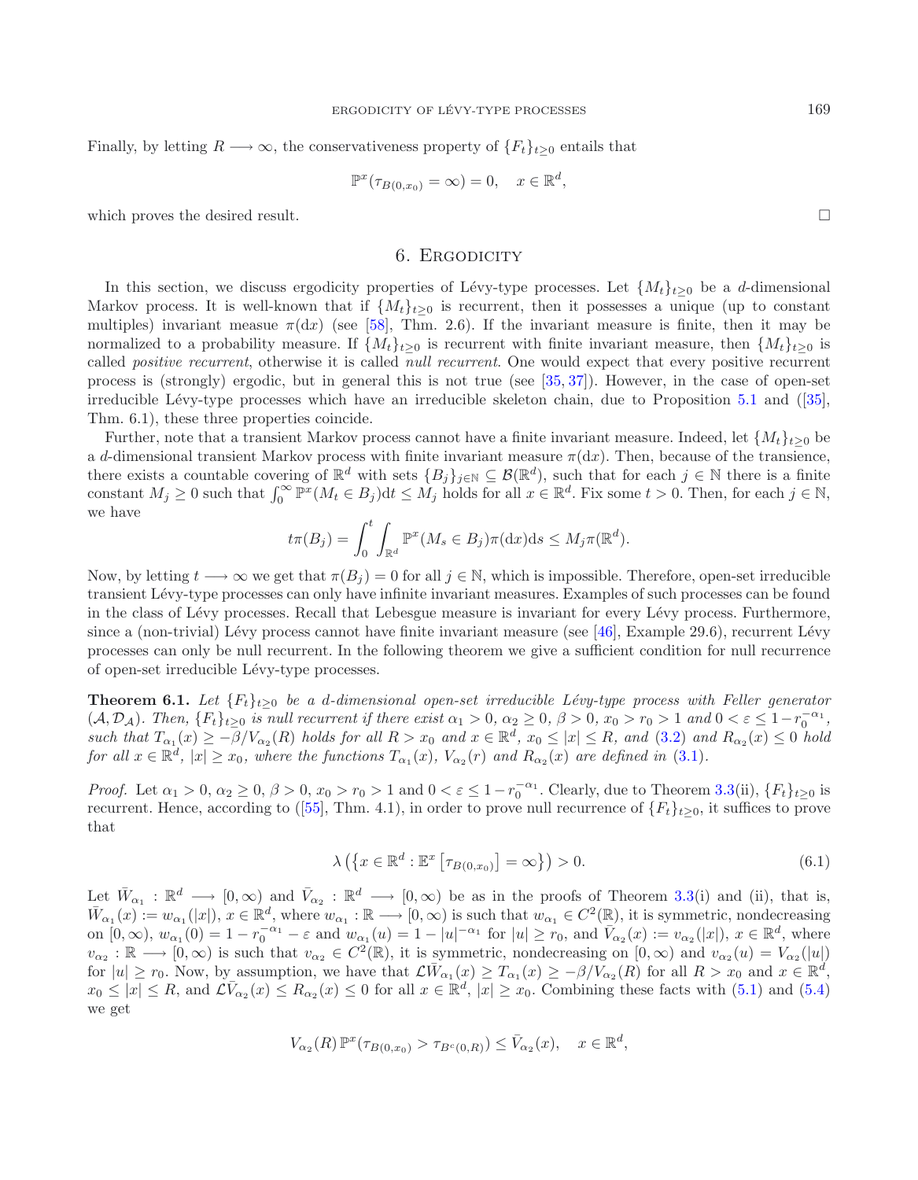Finally, by letting $R \longrightarrow \infty$, the conservativeness property of $\{F_t\}_{t\geq 0}$ entails that

$$\mathbb{P}^x(\tau_{B(0,x_0)} = \infty) = 0, \quad x \in \mathbb{R}^d,$$

which proves the desired result. $\square$

## 6. Ergodicity

In this section, we discuss ergodicity properties of Lévy-type processes. Let $\{M_t\}_{t\geq 0}$ be a $d$-dimensional Markov process. It is well-known that if $\{M_t\}_{t\geq 0}$ is recurrent, then it possesses a unique (up to constant multiples) invariant measue $\pi(\mathrm{d}x)$ (see [58], Thm. 2.6). If the invariant measure is finite, then it may be normalized to a probability measure. If $\{M_t\}_{t\geq 0}$ is recurrent with finite invariant measure, then $\{M_t\}_{t\geq 0}$ is called *positive recurrent*, otherwise it is called *null recurrent*. One would expect that every positive recurrent process is (strongly) ergodic, but in general this is not true (see [35, 37]). However, in the case of open-set irreducible Lévy-type processes which have an irreducible skeleton chain, due to Proposition 5.1 and ([35], Thm. 6.1), these three properties coincide.

Further, note that a transient Markov process cannot have a finite invariant measure. Indeed, let $\{M_t\}_{t\geq 0}$ be a $d$-dimensional transient Markov process with finite invariant measure $\pi(\mathrm{d}x)$. Then, because of the transience, there exists a countable covering of $\mathbb{R}^d$ with sets $\{B_j\}_{j\in\mathbb{N}} \subseteq \mathcal{B}(\mathbb{R}^d)$, such that for each $j \in \mathbb{N}$ there is a finite constant $M_j \geq 0$ such that $\int_0^\infty \mathbb{P}^x(M_t \in B_j)\mathrm{d}t \leq M_j$ holds for all $x \in \mathbb{R}^d$. Fix some $t > 0$. Then, for each $j \in \mathbb{N}$, we have

$$t\pi(B_j) = \int_0^t \int_{\mathbb{R}^d} \mathbb{P}^x(M_s \in B_j)\pi(\mathrm{d}x)\mathrm{d}s \leq M_j \pi(\mathbb{R}^d).$$

Now, by letting $t \longrightarrow \infty$ we get that $\pi(B_j) = 0$ for all $j \in \mathbb{N}$, which is impossible. Therefore, open-set irreducible transient Lévy-type processes can only have infinite invariant measures. Examples of such processes can be found in the class of Lévy processes. Recall that Lebesgue measure is invariant for every Lévy process. Furthermore, since a (non-trivial) Lévy process cannot have finite invariant measure (see [46], Example 29.6), recurrent Lévy processes can only be null recurrent. In the following theorem we give a sufficient condition for null recurrence of open-set irreducible Lévy-type processes.

**Theorem 6.1.** *Let $\{F_t\}_{t\geq 0}$ be a $d$-dimensional open-set irreducible Lévy-type process with Feller generator $(\mathcal{A}, \mathcal{D}_\mathcal{A})$. Then, $\{F_t\}_{t\geq 0}$ is null recurrent if there exist $\alpha_1 > 0$, $\alpha_2 \geq 0$, $\beta > 0$, $x_0 > r_0 > 1$ and $0 < \varepsilon \leq 1 - r_0^{-\alpha_1}$, such that $T_{\alpha_1}(x) \geq -\beta/V_{\alpha_2}(R)$ holds for all $R > x_0$ and $x \in \mathbb{R}^d$, $x_0 \leq |x| \leq R$, and (3.2) and $R_{\alpha_2}(x) \leq 0$ hold for all $x \in \mathbb{R}^d$, $|x| \geq x_0$, where the functions $T_{\alpha_1}(x)$, $V_{\alpha_2}(r)$ and $R_{\alpha_2}(x)$ are defined in (3.1).*

*Proof.* Let $\alpha_1 > 0$, $\alpha_2 \geq 0$, $\beta > 0$, $x_0 > r_0 > 1$ and $0 < \varepsilon \leq 1 - r_0^{-\alpha_1}$. Clearly, due to Theorem 3.3(ii), $\{F_t\}_{t\geq 0}$ is recurrent. Hence, according to ([55], Thm. 4.1), in order to prove null recurrence of $\{F_t\}_{t\geq 0}$, it suffices to prove that

$$\lambda\left(\left\{x \in \mathbb{R}^d : \mathbb{E}^x\left[\tau_{B(0,x_0)}\right] = \infty\right\}\right) > 0. \tag{6.1}$$

Let $\bar{W}_{\alpha_1} : \mathbb{R}^d \longrightarrow [0, \infty)$ and $\bar{V}_{\alpha_2} : \mathbb{R}^d \longrightarrow [0, \infty)$ be as in the proofs of Theorem 3.3(i) and (ii), that is, $\bar{W}_{\alpha_1}(x) := w_{\alpha_1}(|x|)$, $x \in \mathbb{R}^d$, where $w_{\alpha_1} : \mathbb{R} \longrightarrow [0, \infty)$ is such that $w_{\alpha_1} \in C^2(\mathbb{R})$, it is symmetric, nondecreasing on $[0, \infty)$, $w_{\alpha_1}(0) = 1 - r_0^{-\alpha_1} - \varepsilon$ and $w_{\alpha_1}(u) = 1 - |u|^{-\alpha_1}$ for $|u| \geq r_0$, and $\bar{V}_{\alpha_2}(x) := v_{\alpha_2}(|x|)$, $x \in \mathbb{R}^d$, where $v_{\alpha_2} : \mathbb{R} \longrightarrow [0, \infty)$ is such that $v_{\alpha_2} \in C^2(\mathbb{R})$, it is symmetric, nondecreasing on $[0, \infty)$ and $v_{\alpha_2}(u) = V_{\alpha_2}(|u|)$ for $|u| \geq r_0$. Now, by assumption, we have that $\mathcal{L}\bar{W}_{\alpha_1}(x) \geq T_{\alpha_1}(x) \geq -\beta/V_{\alpha_2}(R)$ for all $R > x_0$ and $x \in \mathbb{R}^d$, $x_0 \leq |x| \leq R$, and $\mathcal{L}\bar{V}_{\alpha_2}(x) \leq R_{\alpha_2}(x) \leq 0$ for all $x \in \mathbb{R}^d$, $|x| \geq x_0$. Combining these facts with (5.1) and (5.4) we get

$$V_{\alpha_2}(R)\,\mathbb{P}^x(\tau_{B(0,x_0)} > \tau_{B^c(0,R)}) \leq \bar{V}_{\alpha_2}(x), \quad x \in \mathbb{R}^d,$$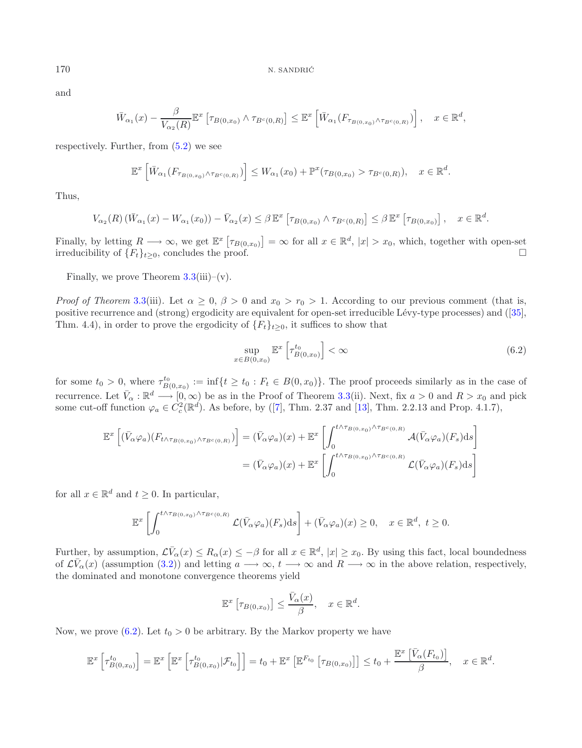and

$$\bar{W}_{\alpha_1}(x) - \frac{\beta}{V_{\alpha_2}(R)}\mathbb{E}^x\left[\tau_{B(0,x_0)} \wedge \tau_{B^c(0,R)}\right] \leq \mathbb{E}^x\left[\bar{W}_{\alpha_1}(F_{\tau_{B(0,x_0)}\wedge\tau_{B^c(0,R)}})\right], \quad x \in \mathbb{R}^d,$$

respectively. Further, from (5.2) we see

$$\mathbb{E}^x\left[\bar{W}_{\alpha_1}(F_{\tau_{B(0,x_0)}\wedge\tau_{B^c(0,R)}})\right] \leq W_{\alpha_1}(x_0) + \mathbb{P}^x(\tau_{B(0,x_0)} > \tau_{B^c(0,R)}), \quad x \in \mathbb{R}^d.$$

Thus,

$$V_{\alpha_2}(R)\left(\bar{W}_{\alpha_1}(x) - W_{\alpha_1}(x_0)\right) - \bar{V}_{\alpha_2}(x) \leq \beta\,\mathbb{E}^x\left[\tau_{B(0,x_0)} \wedge \tau_{B^c(0,R)}\right] \leq \beta\,\mathbb{E}^x\left[\tau_{B(0,x_0)}\right], \quad x \in \mathbb{R}^d.$$

Finally, by letting $R \longrightarrow \infty$, we get $\mathbb{E}^x\left[\tau_{B(0,x_0)}\right] = \infty$ for all $x \in \mathbb{R}^d$, $|x| > x_0$, which, together with open-set irreducibility of $\{F_t\}_{t\geq 0}$, concludes the proof. □

Finally, we prove Theorem 3.3(iii)–(v).

*Proof of Theorem* 3.3(iii). Let $\alpha \geq 0$, $\beta > 0$ and $x_0 > r_0 > 1$. According to our previous comment (that is, positive recurrence and (strong) ergodicity are equivalent for open-set irreducible Lévy-type processes) and ([35], Thm. 4.4), in order to prove the ergodicity of $\{F_t\}_{t\geq 0}$, it suffices to show that

$$\sup_{x\in B(0,x_0)} \mathbb{E}^x\left[\tau^{t_0}_{B(0,x_0)}\right] < \infty \tag{6.2}$$

for some $t_0 > 0$, where $\tau^{t_0}_{B(0,x_0)} := \inf\{t \geq t_0 : F_t \in B(0,x_0)\}$. The proof proceeds similarly as in the case of recurrence. Let $\bar{V}_\alpha : \mathbb{R}^d \longrightarrow [0,\infty)$ be as in the Proof of Theorem 3.3(ii). Next, fix $a > 0$ and $R > x_0$ and pick some cut-off function $\varphi_a \in C^2_c(\mathbb{R}^d)$. As before, by ([7], Thm. 2.37 and [13], Thm. 2.2.13 and Prop. 4.1.7),

$$\begin{aligned}
\mathbb{E}^x\left[(\bar{V}_\alpha\varphi_a)(F_{t\wedge\tau_{B(0,x_0)}\wedge\tau_{B^c(0,R)}})\right] &= (\bar{V}_\alpha\varphi_a)(x) + \mathbb{E}^x\left[\int_0^{t\wedge\tau_{B(0,x_0)}\wedge\tau_{B^c(0,R)}} \mathcal{A}(\bar{V}_\alpha\varphi_a)(F_s)\mathrm{d}s\right] \\
&= (\bar{V}_\alpha\varphi_a)(x) + \mathbb{E}^x\left[\int_0^{t\wedge\tau_{B(0,x_0)}\wedge\tau_{B^c(0,R)}} \mathcal{L}(\bar{V}_\alpha\varphi_a)(F_s)\mathrm{d}s\right]
\end{aligned}$$

for all $x \in \mathbb{R}^d$ and $t \geq 0$. In particular,

$$\mathbb{E}^x\left[\int_0^{t\wedge\tau_{B(0,x_0)}\wedge\tau_{B^c(0,R)}} \mathcal{L}(\bar{V}_\alpha\varphi_a)(F_s)\mathrm{d}s\right] + (\bar{V}_\alpha\varphi_a)(x) \geq 0, \quad x \in \mathbb{R}^d,\ t \geq 0.$$

Further, by assumption, $\mathcal{L}\bar{V}_\alpha(x) \leq R_\alpha(x) \leq -\beta$ for all $x \in \mathbb{R}^d$, $|x| \geq x_0$. By using this fact, local boundedness of $\mathcal{L}\bar{V}_\alpha(x)$ (assumption (3.2)) and letting $a \longrightarrow \infty$, $t \longrightarrow \infty$ and $R \longrightarrow \infty$ in the above relation, respectively, the dominated and monotone convergence theorems yield

$$\mathbb{E}^x\left[\tau_{B(0,x_0)}\right] \leq \frac{\bar{V}_\alpha(x)}{\beta}, \quad x \in \mathbb{R}^d.$$

Now, we prove (6.2). Let $t_0 > 0$ be arbitrary. By the Markov property we have

$$\mathbb{E}^x\left[\tau^{t_0}_{B(0,x_0)}\right] = \mathbb{E}^x\left[\mathbb{E}^x\left[\tau^{t_0}_{B(0,x_0)}|\mathcal{F}_{t_0}\right]\right] = t_0 + \mathbb{E}^x\left[\mathbb{E}^{F_{t_0}}\left[\tau_{B(0,x_0)}\right]\right] \leq t_0 + \frac{\mathbb{E}^x\left[\bar{V}_\alpha(F_{t_0})\right]}{\beta}, \quad x \in \mathbb{R}^d.$$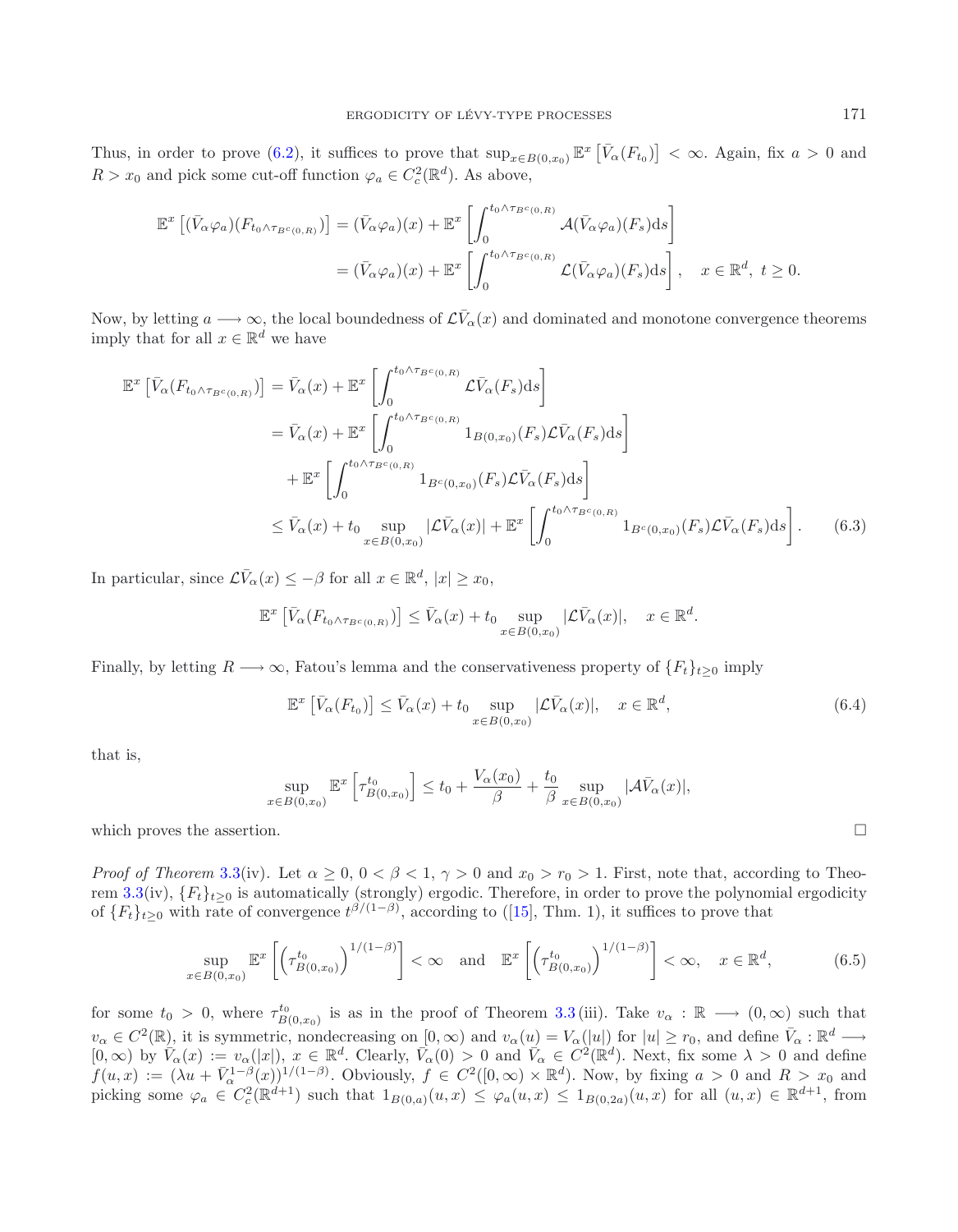Thus, in order to prove (6.2), it suffices to prove that $\sup_{x\in B(0,x_0)} \mathbb{E}^x\left[\bar{V}_\alpha(F_{t_0})\right] < \infty$. Again, fix $a > 0$ and $R > x_0$ and pick some cut-off function $\varphi_a \in C_c^2(\mathbb{R}^d)$. As above,

$$
\begin{aligned}
\mathbb{E}^x\left[(\bar{V}_\alpha\varphi_a)(F_{t_0\wedge\tau_{B^c(0,R)}})\right] &= (\bar{V}_\alpha\varphi_a)(x) + \mathbb{E}^x\left[\int_0^{t_0\wedge\tau_{B^c(0,R)}} \mathcal{A}(\bar{V}_\alpha\varphi_a)(F_s)\mathrm{d}s\right]\\
&= (\bar{V}_\alpha\varphi_a)(x) + \mathbb{E}^x\left[\int_0^{t_0\wedge\tau_{B^c(0,R)}} \mathcal{L}(\bar{V}_\alpha\varphi_a)(F_s)\mathrm{d}s\right], \quad x\in\mathbb{R}^d,\ t\geq 0.
\end{aligned}
$$

Now, by letting $a \longrightarrow \infty$, the local boundedness of $\mathcal{L}\bar{V}_\alpha(x)$ and dominated and monotone convergence theorems imply that for all $x \in \mathbb{R}^d$ we have

$$
\begin{aligned}
\mathbb{E}^x\left[\bar{V}_\alpha(F_{t_0\wedge\tau_{B^c(0,R)}})\right] &= \bar{V}_\alpha(x) + \mathbb{E}^x\left[\int_0^{t_0\wedge\tau_{B^c(0,R)}} \mathcal{L}\bar{V}_\alpha(F_s)\mathrm{d}s\right]\\
&= \bar{V}_\alpha(x) + \mathbb{E}^x\left[\int_0^{t_0\wedge\tau_{B^c(0,R)}} 1_{B(0,x_0)}(F_s)\mathcal{L}\bar{V}_\alpha(F_s)\mathrm{d}s\right]\\
&\quad + \mathbb{E}^x\left[\int_0^{t_0\wedge\tau_{B^c(0,R)}} 1_{B^c(0,x_0)}(F_s)\mathcal{L}\bar{V}_\alpha(F_s)\mathrm{d}s\right]\\
&\leq \bar{V}_\alpha(x) + t_0 \sup_{x\in B(0,x_0)}|\mathcal{L}\bar{V}_\alpha(x)| + \mathbb{E}^x\left[\int_0^{t_0\wedge\tau_{B^c(0,R)}} 1_{B^c(0,x_0)}(F_s)\mathcal{L}\bar{V}_\alpha(F_s)\mathrm{d}s\right]. \qquad (6.3)
\end{aligned}
$$

In particular, since $\mathcal{L}\bar{V}_\alpha(x) \leq -\beta$ for all $x\in\mathbb{R}^d$, $|x|\geq x_0$,

$$
\mathbb{E}^x\left[\bar{V}_\alpha(F_{t_0\wedge\tau_{B^c(0,R)}})\right] \leq \bar{V}_\alpha(x) + t_0 \sup_{x\in B(0,x_0)}|\mathcal{L}\bar{V}_\alpha(x)|, \quad x\in\mathbb{R}^d.
$$

Finally, by letting $R\longrightarrow\infty$, Fatou's lemma and the conservativeness property of $\{F_t\}_{t\geq 0}$ imply

$$
\mathbb{E}^x\left[\bar{V}_\alpha(F_{t_0})\right] \leq \bar{V}_\alpha(x) + t_0 \sup_{x\in B(0,x_0)}|\mathcal{L}\bar{V}_\alpha(x)|, \quad x\in\mathbb{R}^d, \qquad (6.4)
$$

that is,

$$
\sup_{x\in B(0,x_0)} \mathbb{E}^x\left[\tau_{B(0,x_0)}^{t_0}\right] \leq t_0 + \frac{V_\alpha(x_0)}{\beta} + \frac{t_0}{\beta}\sup_{x\in B(0,x_0)}|\mathcal{A}\bar{V}_\alpha(x)|,
$$

which proves the assertion. $\square$

*Proof of Theorem* 3.3(iv). Let $\alpha \geq 0$, $0<\beta<1$, $\gamma>0$ and $x_0 > r_0 > 1$. First, note that, according to Theorem 3.3(iv), $\{F_t\}_{t\geq 0}$ is automatically (strongly) ergodic. Therefore, in order to prove the polynomial ergodicity of $\{F_t\}_{t\geq 0}$ with rate of convergence $t^{\beta/(1-\beta)}$, according to ([15], Thm. 1), it suffices to prove that

$$
\sup_{x\in B(0,x_0)} \mathbb{E}^x\left[\left(\tau_{B(0,x_0)}^{t_0}\right)^{1/(1-\beta)}\right] < \infty \quad\text{and}\quad \mathbb{E}^x\left[\left(\tau_{B(0,x_0)}^{t_0}\right)^{1/(1-\beta)}\right] < \infty, \quad x\in\mathbb{R}^d, \qquad (6.5)
$$

for some $t_0 > 0$, where $\tau_{B(0,x_0)}^{t_0}$ is as in the proof of Theorem 3.3(iii). Take $v_\alpha : \mathbb{R}\longrightarrow(0,\infty)$ such that $v_\alpha\in C^2(\mathbb{R})$, it is symmetric, nondecreasing on $[0,\infty)$ and $v_\alpha(u) = V_\alpha(|u|)$ for $|u|\geq r_0$, and define $\bar{V}_\alpha:\mathbb{R}^d\longrightarrow[0,\infty)$ by $\bar{V}_\alpha(x) := v_\alpha(|x|)$, $x\in\mathbb{R}^d$. Clearly, $\bar{V}_\alpha(0)>0$ and $\bar{V}_\alpha\in C^2(\mathbb{R}^d)$. Next, fix some $\lambda>0$ and define $f(u,x) := (\lambda u + \bar{V}_\alpha^{1-\beta}(x))^{1/(1-\beta)}$. Obviously, $f\in C^2([0,\infty)\times\mathbb{R}^d)$. Now, by fixing $a>0$ and $R>x_0$ and picking some $\varphi_a\in C_c^2(\mathbb{R}^{d+1})$ such that $1_{B(0,a)}(u,x)\leq\varphi_a(u,x)\leq 1_{B(0,2a)}(u,x)$ for all $(u,x)\in\mathbb{R}^{d+1}$, from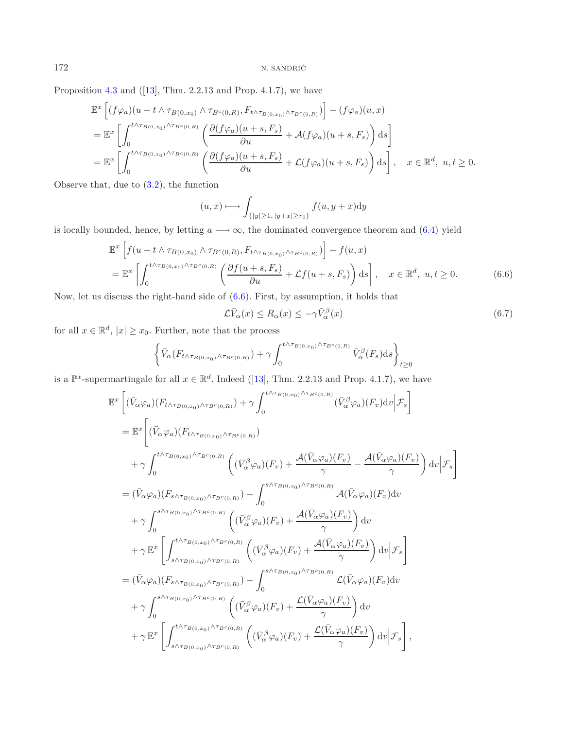Proposition 4.3 and ([13], Thm. 2.2.13 and Prop. 4.1.7), we have

$$
\begin{aligned}
&\mathbb{E}^x\left[(f\varphi_a)(u+t\wedge\tau_{B(0,x_0)}\wedge\tau_{B^c(0,R)},F_{t\wedge\tau_{B(0,x_0)}\wedge\tau_{B^c(0,R)}})\right]-(f\varphi_a)(u,x)\\
&=\mathbb{E}^x\left[\int_0^{t\wedge\tau_{B(0,x_0)}\wedge\tau_{B^c(0,R)}}\left(\frac{\partial(f\varphi_a)(u+s,F_s)}{\partial u}+\mathcal{A}(f\varphi_a)(u+s,F_s)\right)\mathrm{d}s\right]\\
&=\mathbb{E}^x\left[\int_0^{t\wedge\tau_{B(0,x_0)}\wedge\tau_{B^c(0,R)}}\left(\frac{\partial(f\varphi_a)(u+s,F_s)}{\partial u}+\mathcal{L}(f\varphi_a)(u+s,F_s)\right)\mathrm{d}s\right],\quad x\in\mathbb{R}^d,\ u,t\geq 0.
\end{aligned}
$$

Observe that, due to (3.2), the function

$$
(u,x)\longmapsto\int_{\{|y|\geq 1,\,|y+x|\geq r_0\}}f(u,y+x)\mathrm{d}y
$$

is locally bounded, hence, by letting $a\longrightarrow\infty$, the dominated convergence theorem and (6.4) yield

$$
\begin{aligned}
&\mathbb{E}^x\left[f(u+t\wedge\tau_{B(0,x_0)}\wedge\tau_{B^c(0,R)},F_{t\wedge\tau_{B(0,x_0)}\wedge\tau_{B^c(0,R)}})\right]-f(u,x)\\
&=\mathbb{E}^x\left[\int_0^{t\wedge\tau_{B(0,x_0)}\wedge\tau_{B^c(0,R)}}\left(\frac{\partial f(u+s,F_s)}{\partial u}+\mathcal{L}f(u+s,F_s)\right)\mathrm{d}s\right],\quad x\in\mathbb{R}^d,\ u,t\geq 0.
\end{aligned}
\tag{6.6}
$$

Now, let us discuss the right-hand side of (6.6). First, by assumption, it holds that

$$
\mathcal{L}\bar{V}_\alpha(x)\leq R_\alpha(x)\leq-\gamma\bar{V}_\alpha^\beta(x)\tag{6.7}
$$

for all $x\in\mathbb{R}^d$, $|x|\geq x_0$. Further, note that the process

$$
\left\{\bar{V}_\alpha(F_{t\wedge\tau_{B(0,x_0)}\wedge\tau_{B^c(0,R)}})+\gamma\int_0^{t\wedge\tau_{B(0,x_0)}\wedge\tau_{B^c(0,R)}}\bar{V}_\alpha^\beta(F_s)\mathrm{d}s\right\}_{t\geq 0}
$$

is a $\mathbb{P}^x$-supermartingale for all $x\in\mathbb{R}^d$. Indeed ([13], Thm. 2.2.13 and Prop. 4.1.7), we have

$$
\begin{aligned}
&\mathbb{E}^x\left[(\bar{V}_\alpha\varphi_a)(F_{t\wedge\tau_{B(0,x_0)}\wedge\tau_{B^c(0,R)}})+\gamma\int_0^{t\wedge\tau_{B(0,x_0)}\wedge\tau_{B^c(0,R)}}(\bar{V}_\alpha^\beta\varphi_a)(F_v)\mathrm{d}v\Big|\mathcal{F}_s\right]\\
&=\mathbb{E}^x\Bigg[(\bar{V}_\alpha\varphi_a)(F_{t\wedge\tau_{B(0,x_0)}\wedge\tau_{B^c(0,R)}})\\
&\quad+\gamma\int_0^{t\wedge\tau_{B(0,x_0)}\wedge\tau_{B^c(0,R)}}\left((\bar{V}_\alpha^\beta\varphi_a)(F_v)+\frac{\mathcal{A}(\bar{V}_\alpha\varphi_a)(F_v)}{\gamma}-\frac{\mathcal{A}(\bar{V}_\alpha\varphi_a)(F_v)}{\gamma}\right)\mathrm{d}v\Big|\mathcal{F}_s\Bigg]\\
&=(\bar{V}_\alpha\varphi_a)(F_{s\wedge\tau_{B(0,x_0)}\wedge\tau_{B^c(0,R)}})-\int_0^{s\wedge\tau_{B(0,x_0)}\wedge\tau_{B^c(0,R)}}\mathcal{A}(\bar{V}_\alpha\varphi_a)(F_v)\mathrm{d}v\\
&\quad+\gamma\int_0^{s\wedge\tau_{B(0,x_0)}\wedge\tau_{B^c(0,R)}}\left((\bar{V}_\alpha^\beta\varphi_a)(F_v)+\frac{\mathcal{A}(\bar{V}_\alpha\varphi_a)(F_v)}{\gamma}\right)\mathrm{d}v\\
&\quad+\gamma\,\mathbb{E}^x\left[\int_{s\wedge\tau_{B(0,x_0)}\wedge\tau_{B^c(0,R)}}^{t\wedge\tau_{B(0,x_0)}\wedge\tau_{B^c(0,R)}}\left((\bar{V}_\alpha^\beta\varphi_a)(F_v)+\frac{\mathcal{A}(\bar{V}_\alpha\varphi_a)(F_v)}{\gamma}\right)\mathrm{d}v\Big|\mathcal{F}_s\right]\\
&=(\bar{V}_\alpha\varphi_a)(F_{s\wedge\tau_{B(0,x_0)}\wedge\tau_{B^c(0,R)}})-\int_0^{s\wedge\tau_{B(0,x_0)}\wedge\tau_{B^c(0,R)}}\mathcal{L}(\bar{V}_\alpha\varphi_a)(F_v)\mathrm{d}v\\
&\quad+\gamma\int_0^{s\wedge\tau_{B(0,x_0)}\wedge\tau_{B^c(0,R)}}\left((\bar{V}_\alpha^\beta\varphi_a)(F_v)+\frac{\mathcal{L}(\bar{V}_\alpha\varphi_a)(F_v)}{\gamma}\right)\mathrm{d}v\\
&\quad+\gamma\,\mathbb{E}^x\left[\int_{s\wedge\tau_{B(0,x_0)}\wedge\tau_{B^c(0,R)}}^{t\wedge\tau_{B(0,x_0)}\wedge\tau_{B^c(0,R)}}\left((\bar{V}_\alpha^\beta\varphi_a)(F_v)+\frac{\mathcal{L}(\bar{V}_\alpha\varphi_a)(F_v)}{\gamma}\right)\mathrm{d}v\Big|\mathcal{F}_s\right],
\end{aligned}
$$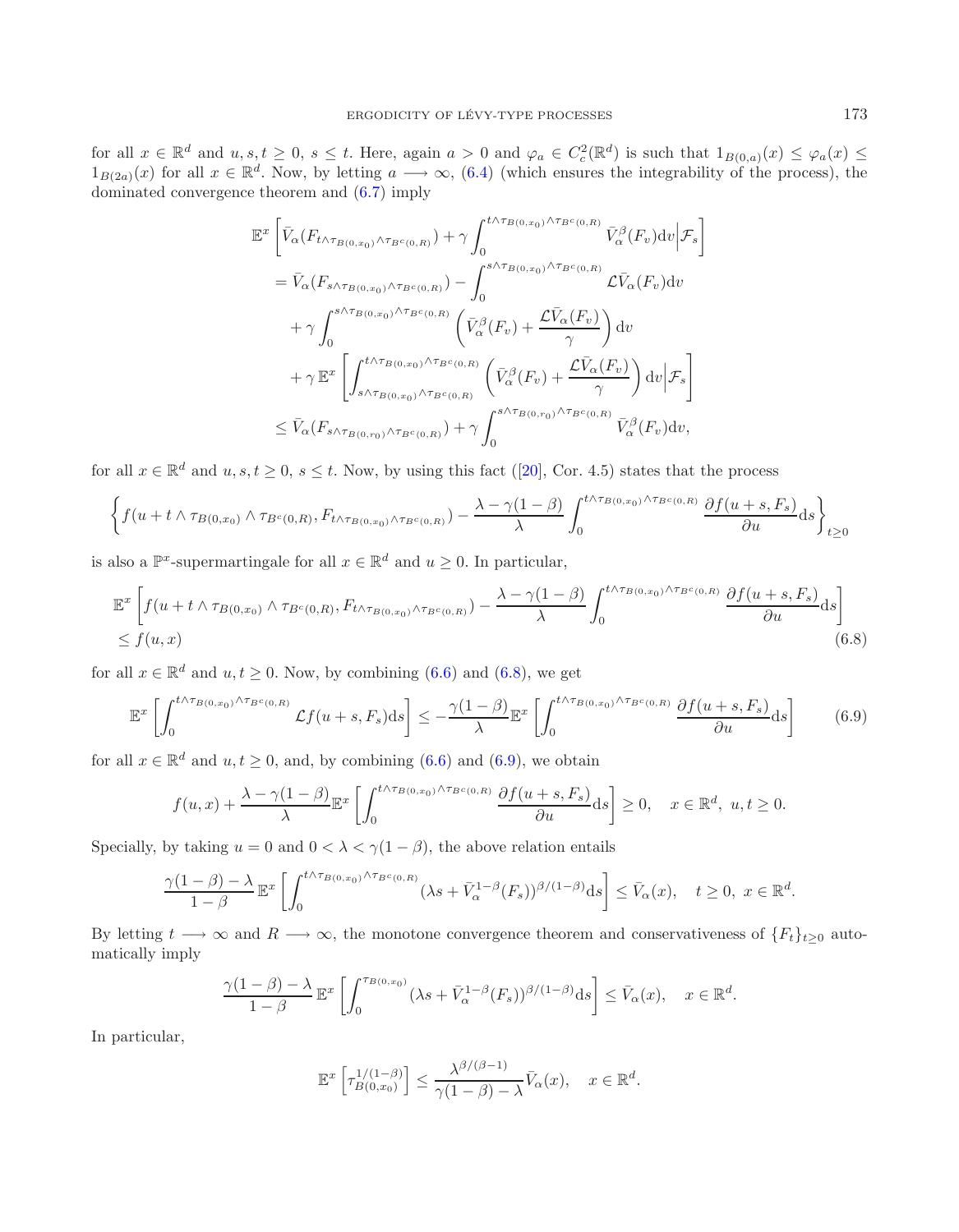for all $x \in \mathbb{R}^d$ and $u, s, t \geq 0$, $s \leq t$. Here, again $a > 0$ and $\varphi_a \in C_c^2(\mathbb{R}^d)$ is such that $1_{B(0,a)}(x) \leq \varphi_a(x) \leq 1_{B(2a)}(x)$ for all $x \in \mathbb{R}^d$. Now, by letting $a \longrightarrow \infty$, (6.4) (which ensures the integrability of the process), the dominated convergence theorem and (6.7) imply

$$
\begin{aligned}
&\mathbb{E}^x\left[\bar{V}_\alpha(F_{t\wedge\tau_{B(0,x_0)}\wedge\tau_{B^c(0,R)}}) + \gamma\int_0^{t\wedge\tau_{B(0,x_0)}\wedge\tau_{B^c(0,R)}} \bar{V}_\alpha^\beta(F_v)\mathrm{d}v\Big|\mathcal{F}_s\right]\\
&= \bar{V}_\alpha(F_{s\wedge\tau_{B(0,x_0)}\wedge\tau_{B^c(0,R)}}) - \int_0^{s\wedge\tau_{B(0,x_0)}\wedge\tau_{B^c(0,R)}} \mathcal{L}\bar{V}_\alpha(F_v)\mathrm{d}v\\
&\quad + \gamma\int_0^{s\wedge\tau_{B(0,x_0)}\wedge\tau_{B^c(0,R)}} \left(\bar{V}_\alpha^\beta(F_v) + \frac{\mathcal{L}\bar{V}_\alpha(F_v)}{\gamma}\right)\mathrm{d}v\\
&\quad + \gamma\,\mathbb{E}^x\left[\int_{s\wedge\tau_{B(0,x_0)}\wedge\tau_{B^c(0,R)}}^{t\wedge\tau_{B(0,x_0)}\wedge\tau_{B^c(0,R)}} \left(\bar{V}_\alpha^\beta(F_v) + \frac{\mathcal{L}\bar{V}_\alpha(F_v)}{\gamma}\right)\mathrm{d}v\Big|\mathcal{F}_s\right]\\
&\leq \bar{V}_\alpha(F_{s\wedge\tau_{B(0,r_0)}\wedge\tau_{B^c(0,R)}}) + \gamma\int_0^{s\wedge\tau_{B(0,r_0)}\wedge\tau_{B^c(0,R)}} \bar{V}_\alpha^\beta(F_v)\mathrm{d}v,
\end{aligned}
$$

for all $x \in \mathbb{R}^d$ and $u, s, t \geq 0$, $s \leq t$. Now, by using this fact ([20], Cor. 4.5) states that the process

$$
\left\{f(u + t\wedge\tau_{B(0,x_0)}\wedge\tau_{B^c(0,R)}, F_{t\wedge\tau_{B(0,x_0)}\wedge\tau_{B^c(0,R)}}) - \frac{\lambda-\gamma(1-\beta)}{\lambda}\int_0^{t\wedge\tau_{B(0,x_0)}\wedge\tau_{B^c(0,R)}} \frac{\partial f(u+s, F_s)}{\partial u}\mathrm{d}s\right\}_{t\geq 0}
$$

is also a $\mathbb{P}^x$-supermartingale for all $x \in \mathbb{R}^d$ and $u \geq 0$. In particular,

$$
\begin{aligned}
&\mathbb{E}^x\left[f(u + t\wedge\tau_{B(0,x_0)}\wedge\tau_{B^c(0,R)}, F_{t\wedge\tau_{B(0,x_0)}\wedge\tau_{B^c(0,R)}}) - \frac{\lambda-\gamma(1-\beta)}{\lambda}\int_0^{t\wedge\tau_{B(0,x_0)}\wedge\tau_{B^c(0,R)}} \frac{\partial f(u+s, F_s)}{\partial u}\mathrm{d}s\right]\\
&\leq f(u, x)
\end{aligned}
\tag{6.8}
$$

for all $x \in \mathbb{R}^d$ and $u, t \geq 0$. Now, by combining (6.6) and (6.8), we get

$$
\mathbb{E}^x\left[\int_0^{t\wedge\tau_{B(0,x_0)}\wedge\tau_{B^c(0,R)}} \mathcal{L}f(u+s, F_s)\mathrm{d}s\right] \leq -\frac{\gamma(1-\beta)}{\lambda}\mathbb{E}^x\left[\int_0^{t\wedge\tau_{B(0,x_0)}\wedge\tau_{B^c(0,R)}} \frac{\partial f(u+s, F_s)}{\partial u}\mathrm{d}s\right] \tag{6.9}
$$

for all $x \in \mathbb{R}^d$ and $u, t \geq 0$, and, by combining (6.6) and (6.9), we obtain

$$
f(u, x) + \frac{\lambda-\gamma(1-\beta)}{\lambda}\mathbb{E}^x\left[\int_0^{t\wedge\tau_{B(0,x_0)}\wedge\tau_{B^c(0,R)}} \frac{\partial f(u+s, F_s)}{\partial u}\mathrm{d}s\right] \geq 0, \quad x \in \mathbb{R}^d,\ u, t \geq 0.
$$

Specially, by taking $u = 0$ and $0 < \lambda < \gamma(1-\beta)$, the above relation entails

$$
\frac{\gamma(1-\beta)-\lambda}{1-\beta}\,\mathbb{E}^x\left[\int_0^{t\wedge\tau_{B(0,x_0)}\wedge\tau_{B^c(0,R)}} (\lambda s + \bar{V}_\alpha^{1-\beta}(F_s))^{\beta/(1-\beta)}\mathrm{d}s\right] \leq \bar{V}_\alpha(x), \quad t \geq 0,\ x \in \mathbb{R}^d.
$$

By letting $t \longrightarrow \infty$ and $R \longrightarrow \infty$, the monotone convergence theorem and conservativeness of $\{F_t\}_{t\geq 0}$ automatically imply

$$
\frac{\gamma(1-\beta)-\lambda}{1-\beta}\,\mathbb{E}^x\left[\int_0^{\tau_{B(0,x_0)}} (\lambda s + \bar{V}_\alpha^{1-\beta}(F_s))^{\beta/(1-\beta)}\mathrm{d}s\right] \leq \bar{V}_\alpha(x), \quad x \in \mathbb{R}^d.
$$

In particular,

$$
\mathbb{E}^x\left[\tau_{B(0,x_0)}^{1/(1-\beta)}\right] \leq \frac{\lambda^{\beta/(\beta-1)}}{\gamma(1-\beta)-\lambda}\bar{V}_\alpha(x), \quad x \in \mathbb{R}^d.
$$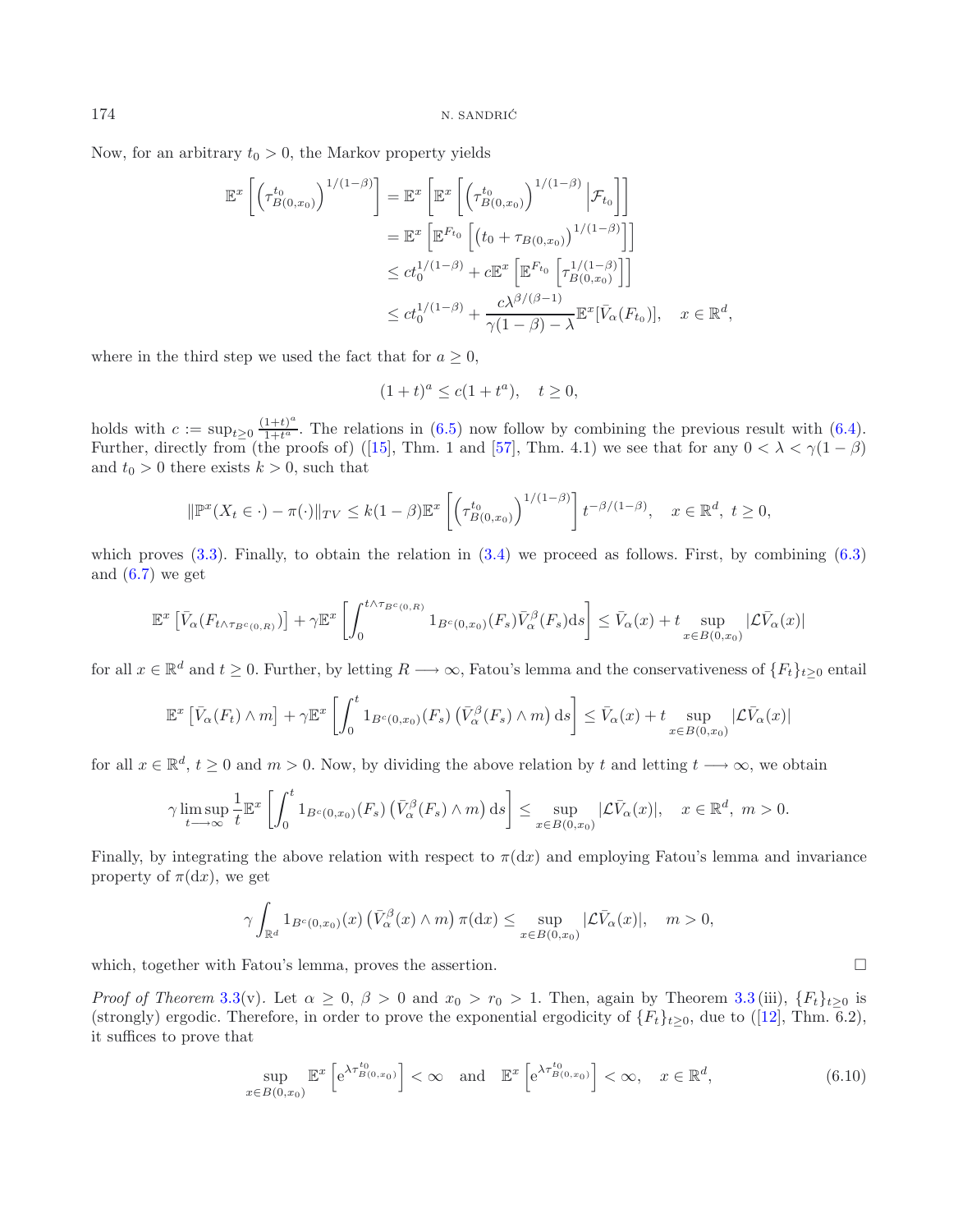Now, for an arbitrary $t_0 > 0$, the Markov property yields

$$
\begin{aligned}
\mathbb{E}^x\left[\left(\tau^{t_0}_{B(0,x_0)}\right)^{1/(1-\beta)}\right] &= \mathbb{E}^x\left[\mathbb{E}^x\left[\left(\tau^{t_0}_{B(0,x_0)}\right)^{1/(1-\beta)}\Big|\mathcal{F}_{t_0}\right]\right] \\
&= \mathbb{E}^x\left[\mathbb{E}^{F_{t_0}}\left[\left(t_0+\tau_{B(0,x_0)}\right)^{1/(1-\beta)}\right]\right] \\
&\le ct_0^{1/(1-\beta)} + c\mathbb{E}^x\left[\mathbb{E}^{F_{t_0}}\left[\tau^{1/(1-\beta)}_{B(0,x_0)}\right]\right] \\
&\le ct_0^{1/(1-\beta)} + \frac{c\lambda^{\beta/(\beta-1)}}{\gamma(1-\beta)-\lambda}\mathbb{E}^x[\bar{V}_\alpha(F_{t_0})], \quad x\in\mathbb{R}^d,
\end{aligned}
$$

where in the third step we used the fact that for $a \ge 0$,

$$
(1+t)^a \le c(1+t^a), \quad t \ge 0,
$$

holds with $c := \sup_{t\ge 0}\frac{(1+t)^a}{1+t^a}$. The relations in (6.5) now follow by combining the previous result with (6.4). Further, directly from (the proofs of) ([15], Thm. 1 and [57], Thm. 4.1) we see that for any $0<\lambda<\gamma(1-\beta)$ and $t_0>0$ there exists $k>0$, such that

$$
\|\mathbb{P}^x(X_t\in\cdot)-\pi(\cdot)\|_{TV} \le k(1-\beta)\mathbb{E}^x\left[\left(\tau^{t_0}_{B(0,x_0)}\right)^{1/(1-\beta)}\right]t^{-\beta/(1-\beta)}, \quad x\in\mathbb{R}^d,\ t\ge 0,
$$

which proves (3.3). Finally, to obtain the relation in (3.4) we proceed as follows. First, by combining (6.3) and (6.7) we get

$$
\mathbb{E}^x\left[\bar{V}_\alpha(F_{t\wedge\tau_{B^c(0,R)}})\right] + \gamma\mathbb{E}^x\left[\int_0^{t\wedge\tau_{B^c(0,R)}} 1_{B^c(0,x_0)}(F_s)\bar{V}^\beta_\alpha(F_s)\mathrm{d}s\right] \le \bar{V}_\alpha(x) + t\sup_{x\in B(0,x_0)}|\mathcal{L}\bar{V}_\alpha(x)|
$$

for all $x\in\mathbb{R}^d$ and $t\ge 0$. Further, by letting $R\longrightarrow\infty$, Fatou's lemma and the conservativeness of $\{F_t\}_{t\ge0}$ entail

$$
\mathbb{E}^x\left[\bar{V}_\alpha(F_t)\wedge m\right] + \gamma\mathbb{E}^x\left[\int_0^t 1_{B^c(0,x_0)}(F_s)\left(\bar{V}^\beta_\alpha(F_s)\wedge m\right)\mathrm{d}s\right] \le \bar{V}_\alpha(x) + t\sup_{x\in B(0,x_0)}|\mathcal{L}\bar{V}_\alpha(x)|
$$

for all $x\in\mathbb{R}^d$, $t\ge 0$ and $m>0$. Now, by dividing the above relation by $t$ and letting $t\longrightarrow\infty$, we obtain

$$
\gamma\limsup_{t\longrightarrow\infty}\frac{1}{t}\mathbb{E}^x\left[\int_0^t 1_{B^c(0,x_0)}(F_s)\left(\bar{V}^\beta_\alpha(F_s)\wedge m\right)\mathrm{d}s\right] \le \sup_{x\in B(0,x_0)}|\mathcal{L}\bar{V}_\alpha(x)|, \quad x\in\mathbb{R}^d,\ m>0.
$$

Finally, by integrating the above relation with respect to $\pi(\mathrm{d}x)$ and employing Fatou's lemma and invariance property of $\pi(\mathrm{d}x)$, we get

$$
\gamma\int_{\mathbb{R}^d} 1_{B^c(0,x_0)}(x)\left(\bar{V}^\beta_\alpha(x)\wedge m\right)\pi(\mathrm{d}x) \le \sup_{x\in B(0,x_0)}|\mathcal{L}\bar{V}_\alpha(x)|, \quad m>0,
$$

which, together with Fatou's lemma, proves the assertion. □

*Proof of Theorem* 3.3(v). Let $\alpha\ge 0$, $\beta>0$ and $x_0>r_0>1$. Then, again by Theorem 3.3(iii), $\{F_t\}_{t\ge0}$ is (strongly) ergodic. Therefore, in order to prove the exponential ergodicity of $\{F_t\}_{t\ge0}$, due to ([12], Thm. 6.2), it suffices to prove that

$$
\sup_{x\in B(0,x_0)}\mathbb{E}^x\left[\mathrm{e}^{\lambda\tau^{t_0}_{B(0,x_0)}}\right]<\infty \quad \text{and} \quad \mathbb{E}^x\left[\mathrm{e}^{\lambda\tau^{t_0}_{B(0,x_0)}}\right]<\infty, \quad x\in\mathbb{R}^d, \tag{6.10}
$$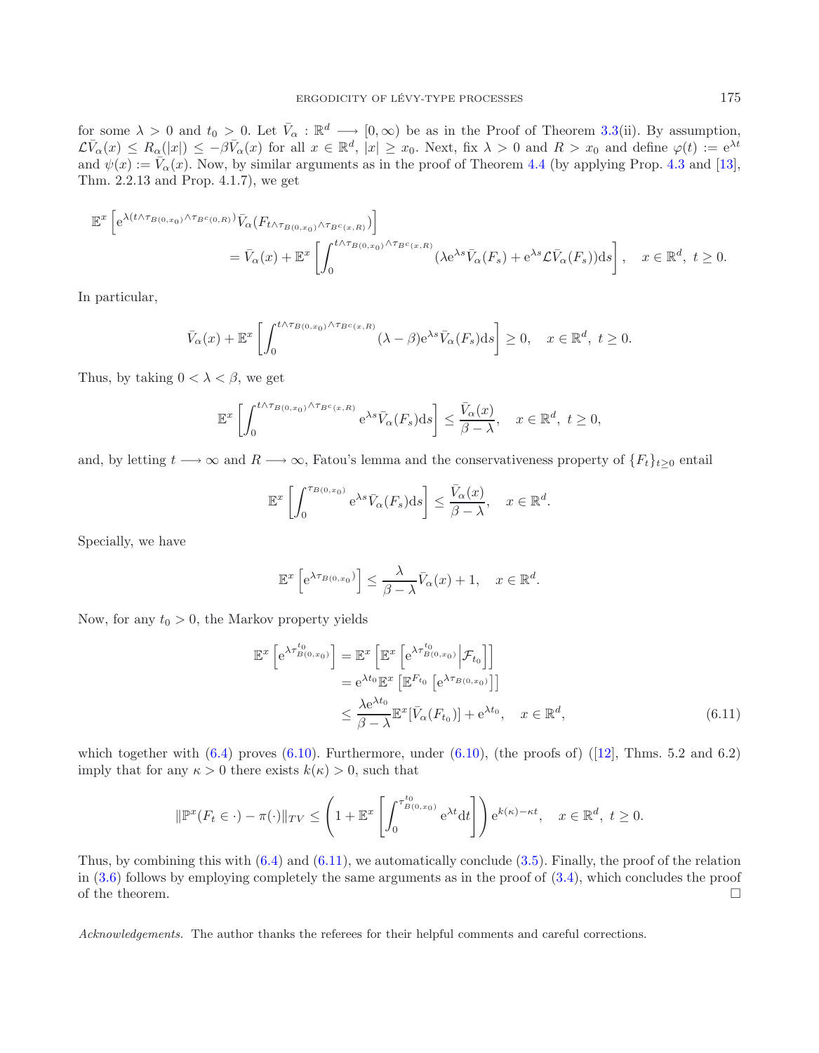for some $\lambda > 0$ and $t_0 > 0$. Let $\bar{V}_\alpha : \mathbb{R}^d \longrightarrow [0, \infty)$ be as in the Proof of Theorem 3.3(ii). By assumption, $\mathcal{L}\bar{V}_\alpha(x) \leq R_\alpha(|x|) \leq -\beta \bar{V}_\alpha(x)$ for all $x \in \mathbb{R}^d$, $|x| \geq x_0$. Next, fix $\lambda > 0$ and $R > x_0$ and define $\varphi(t) := \mathrm{e}^{\lambda t}$ and $\psi(x) := \bar{V}_\alpha(x)$. Now, by similar arguments as in the proof of Theorem 4.4 (by applying Prop. 4.3 and [13], Thm. 2.2.13 and Prop. 4.1.7), we get

$$\mathbb{E}^x\left[\mathrm{e}^{\lambda(t\wedge\tau_{B(0,x_0)}\wedge\tau_{B^c(0,R)})}\bar{V}_\alpha(F_{t\wedge\tau_{B(0,x_0)}\wedge\tau_{B^c(x,R)}})\right] = \bar{V}_\alpha(x) + \mathbb{E}^x\left[\int_0^{t\wedge\tau_{B(0,x_0)}\wedge\tau_{B^c(x,R)}}(\lambda \mathrm{e}^{\lambda s}\bar{V}_\alpha(F_s) + \mathrm{e}^{\lambda s}\mathcal{L}\bar{V}_\alpha(F_s))\mathrm{d}s\right], \quad x \in \mathbb{R}^d,\ t \geq 0.$$

In particular,

$$\bar{V}_\alpha(x) + \mathbb{E}^x\left[\int_0^{t\wedge\tau_{B(0,x_0)}\wedge\tau_{B^c(x,R)}}(\lambda - \beta)\mathrm{e}^{\lambda s}\bar{V}_\alpha(F_s)\mathrm{d}s\right] \geq 0, \quad x \in \mathbb{R}^d,\ t \geq 0.$$

Thus, by taking $0 < \lambda < \beta$, we get

$$\mathbb{E}^x\left[\int_0^{t\wedge\tau_{B(0,x_0)}\wedge\tau_{B^c(x,R)}}\mathrm{e}^{\lambda s}\bar{V}_\alpha(F_s)\mathrm{d}s\right] \leq \frac{\bar{V}_\alpha(x)}{\beta - \lambda}, \quad x \in \mathbb{R}^d,\ t \geq 0,$$

and, by letting $t \longrightarrow \infty$ and $R \longrightarrow \infty$, Fatou's lemma and the conservativeness property of $\{F_t\}_{t\geq 0}$ entail

$$\mathbb{E}^x\left[\int_0^{\tau_{B(0,x_0)}}\mathrm{e}^{\lambda s}\bar{V}_\alpha(F_s)\mathrm{d}s\right] \leq \frac{\bar{V}_\alpha(x)}{\beta - \lambda}, \quad x \in \mathbb{R}^d.$$

Specially, we have

$$\mathbb{E}^x\left[\mathrm{e}^{\lambda\tau_{B(0,x_0)}}\right] \leq \frac{\lambda}{\beta - \lambda}\bar{V}_\alpha(x) + 1, \quad x \in \mathbb{R}^d.$$

Now, for any $t_0 > 0$, the Markov property yields

$$\begin{aligned}
\mathbb{E}^x\left[\mathrm{e}^{\lambda\tau^{t_0}_{B(0,x_0)}}\right] &= \mathbb{E}^x\left[\mathbb{E}^x\left[\mathrm{e}^{\lambda\tau^{t_0}_{B(0,x_0)}}\Big|\mathcal{F}_{t_0}\right]\right] \\
&= \mathrm{e}^{\lambda t_0}\mathbb{E}^x\left[\mathbb{E}^{F_{t_0}}\left[\mathrm{e}^{\lambda\tau_{B(0,x_0)}}\right]\right] \\
&\leq \frac{\lambda \mathrm{e}^{\lambda t_0}}{\beta - \lambda}\mathbb{E}^x[\bar{V}_\alpha(F_{t_0})] + \mathrm{e}^{\lambda t_0}, \quad x \in \mathbb{R}^d,
\end{aligned} \tag{6.11}$$

which together with (6.4) proves (6.10). Furthermore, under (6.10), (the proofs of) ([12], Thms. 5.2 and 6.2) imply that for any $\kappa > 0$ there exists $k(\kappa) > 0$, such that

$$\|\mathbb{P}^x(F_t \in \cdot) - \pi(\cdot)\|_{TV} \leq \left(1 + \mathbb{E}^x\left[\int_0^{\tau^{t_0}_{B(0,x_0)}}\mathrm{e}^{\lambda t}\mathrm{d}t\right]\right)\mathrm{e}^{k(\kappa)-\kappa t}, \quad x \in \mathbb{R}^d,\ t \geq 0.$$

Thus, by combining this with (6.4) and (6.11), we automatically conclude (3.5). Finally, the proof of the relation in (3.6) follows by employing completely the same arguments as in the proof of (3.4), which concludes the proof of the theorem. □

*Acknowledgements.* The author thanks the referees for their helpful comments and careful corrections.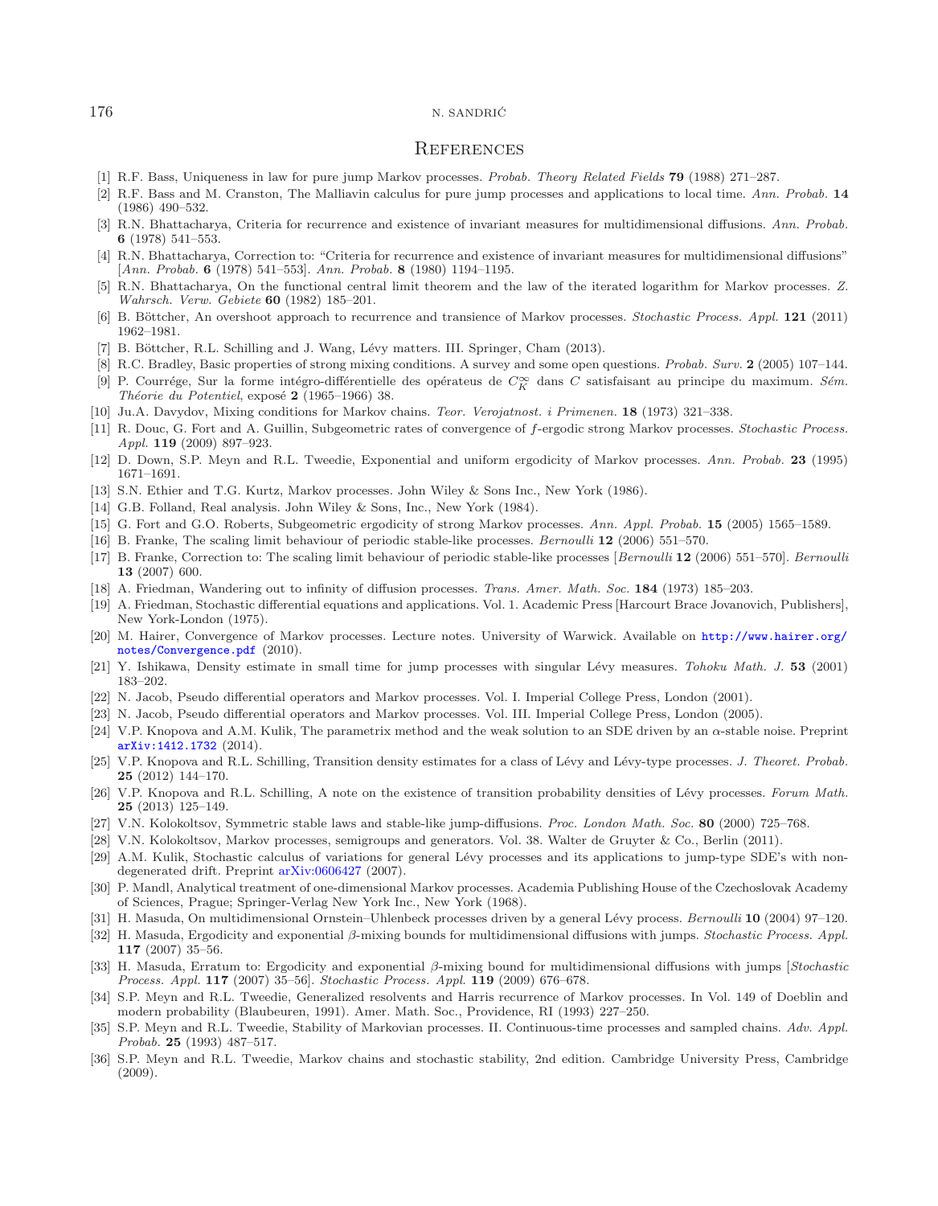# References

[1] R.F. Bass, Uniqueness in law for pure jump Markov processes. *Probab. Theory Related Fields* **79** (1988) 271–287.

[2] R.F. Bass and M. Cranston, The Malliavin calculus for pure jump processes and applications to local time. *Ann. Probab.* **14** (1986) 490–532.

[3] R.N. Bhattacharya, Criteria for recurrence and existence of invariant measures for multidimensional diffusions. *Ann. Probab.* **6** (1978) 541–553.

[4] R.N. Bhattacharya, Correction to: "Criteria for recurrence and existence of invariant measures for multidimensional diffusions" [*Ann. Probab.* **6** (1978) 541–553]. *Ann. Probab.* **8** (1980) 1194–1195.

[5] R.N. Bhattacharya, On the functional central limit theorem and the law of the iterated logarithm for Markov processes. *Z. Wahrsch. Verw. Gebiete* **60** (1982) 185–201.

[6] B. Böttcher, An overshoot approach to recurrence and transience of Markov processes. *Stochastic Process. Appl.* **121** (2011) 1962–1981.

[7] B. Böttcher, R.L. Schilling and J. Wang, Lévy matters. III. Springer, Cham (2013).

[8] R.C. Bradley, Basic properties of strong mixing conditions. A survey and some open questions. *Probab. Surv.* **2** (2005) 107–144.

[9] P. Courrége, Sur la forme intégro-différentielle des opérateurs de $C_K^\infty$ dans $C$ satisfaisant au principe du maximum. *Sém. Théorie du Potentiel*, exposé **2** (1965–1966) 38.

[10] Ju.A. Davydov, Mixing conditions for Markov chains. *Teor. Verojatnost. i Primenen.* **18** (1973) 321–338.

[11] R. Douc, G. Fort and A. Guillin, Subgeometric rates of convergence of $f$-ergodic strong Markov processes. *Stochastic Process. Appl.* **119** (2009) 897–923.

[12] D. Down, S.P. Meyn and R.L. Tweedie, Exponential and uniform ergodicity of Markov processes. *Ann. Probab.* **23** (1995) 1671–1691.

[13] S.N. Ethier and T.G. Kurtz, Markov processes. John Wiley & Sons Inc., New York (1986).

[14] G.B. Folland, Real analysis. John Wiley & Sons, Inc., New York (1984).

[15] G. Fort and G.O. Roberts, Subgeometric ergodicity of strong Markov processes. *Ann. Appl. Probab.* **15** (2005) 1565–1589.

[16] B. Franke, The scaling limit behaviour of periodic stable-like processes. *Bernoulli* **12** (2006) 551–570.

[17] B. Franke, Correction to: The scaling limit behaviour of periodic stable-like processes [*Bernoulli* **12** (2006) 551–570]. *Bernoulli* **13** (2007) 600.

[18] A. Friedman, Wandering out to infinity of diffusion processes. *Trans. Amer. Math. Soc.* **184** (1973) 185–203.

[19] A. Friedman, Stochastic differential equations and applications. Vol. 1. Academic Press [Harcourt Brace Jovanovich, Publishers], New York-London (1975).

[20] M. Hairer, Convergence of Markov processes. Lecture notes. University of Warwick. Available on http://www.hairer.org/notes/Convergence.pdf (2010).

[21] Y. Ishikawa, Density estimate in small time for jump processes with singular Lévy measures. *Tohoku Math. J.* **53** (2001) 183–202.

[22] N. Jacob, Pseudo differential operators and Markov processes. Vol. I. Imperial College Press, London (2001).

[23] N. Jacob, Pseudo differential operators and Markov processes. Vol. III. Imperial College Press, London (2005).

[24] V.P. Knopova and A.M. Kulik, The parametrix method and the weak solution to an SDE driven by an $\alpha$-stable noise. Preprint arXiv:1412.1732 (2014).

[25] V.P. Knopova and R.L. Schilling, Transition density estimates for a class of Lévy and Lévy-type processes. *J. Theoret. Probab.* **25** (2012) 144–170.

[26] V.P. Knopova and R.L. Schilling, A note on the existence of transition probability densities of Lévy processes. *Forum Math.* **25** (2013) 125–149.

[27] V.N. Kolokoltsov, Symmetric stable laws and stable-like jump-diffusions. *Proc. London Math. Soc.* **80** (2000) 725–768.

[28] V.N. Kolokoltsov, Markov processes, semigroups and generators. Vol. 38. Walter de Gruyter & Co., Berlin (2011).

[29] A.M. Kulik, Stochastic calculus of variations for general Lévy processes and its applications to jump-type SDE's with non-degenerated drift. Preprint arXiv:0606427 (2007).

[30] P. Mandl, Analytical treatment of one-dimensional Markov processes. Academia Publishing House of the Czechoslovak Academy of Sciences, Prague; Springer-Verlag New York Inc., New York (1968).

[31] H. Masuda, On multidimensional Ornstein–Uhlenbeck processes driven by a general Lévy process. *Bernoulli* **10** (2004) 97–120.

[32] H. Masuda, Ergodicity and exponential $\beta$-mixing bounds for multidimensional diffusions with jumps. *Stochastic Process. Appl.* **117** (2007) 35–56.

[33] H. Masuda, Erratum to: Ergodicity and exponential $\beta$-mixing bound for multidimensional diffusions with jumps [*Stochastic Process. Appl.* **117** (2007) 35–56]. *Stochastic Process. Appl.* **119** (2009) 676–678.

[34] S.P. Meyn and R.L. Tweedie, Generalized resolvents and Harris recurrence of Markov processes. In Vol. 149 of Doeblin and modern probability (Blaubeuren, 1991). Amer. Math. Soc., Providence, RI (1993) 227–250.

[35] S.P. Meyn and R.L. Tweedie, Stability of Markovian processes. II. Continuous-time processes and sampled chains. *Adv. Appl. Probab.* **25** (1993) 487–517.

[36] S.P. Meyn and R.L. Tweedie, Markov chains and stochastic stability, 2nd edition. Cambridge University Press, Cambridge (2009).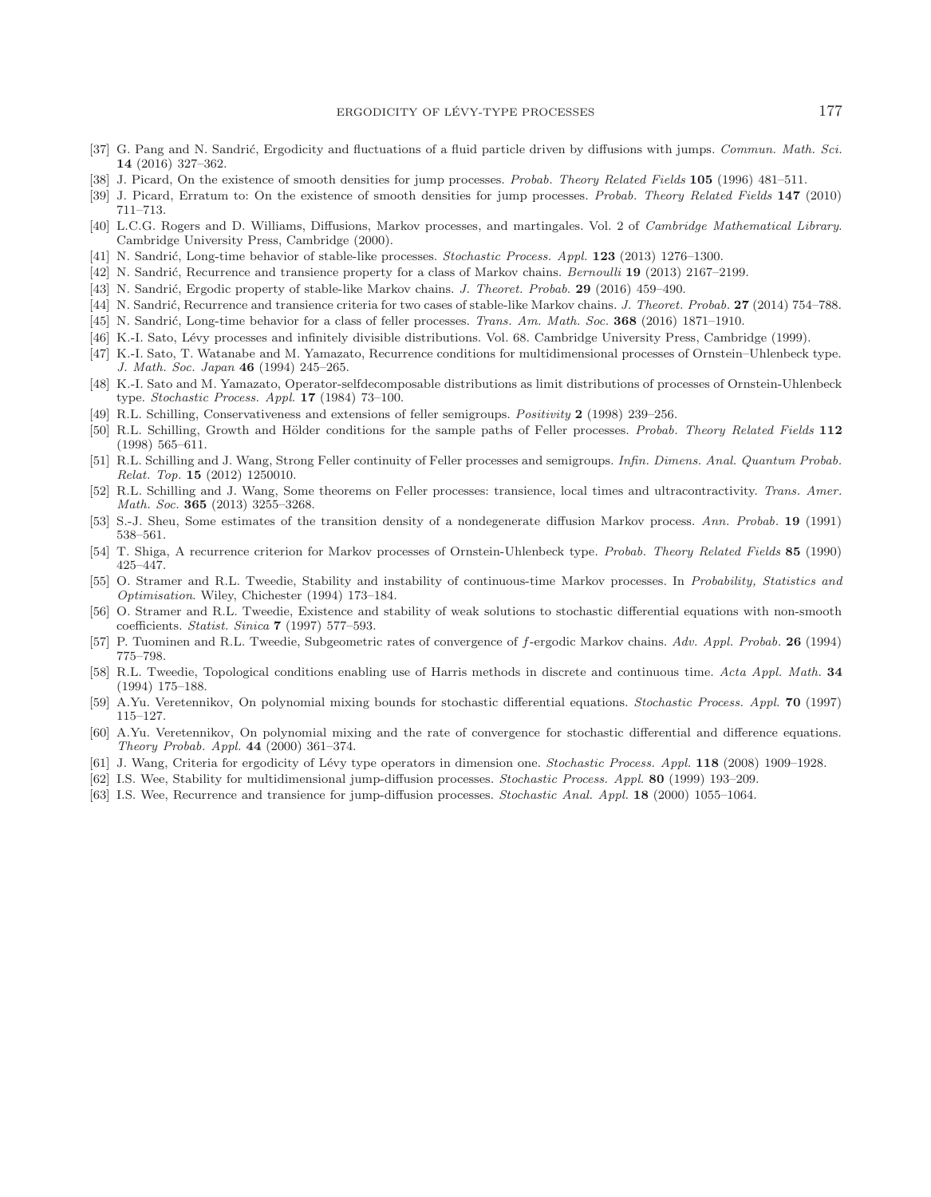[37] G. Pang and N. Sandrić, Ergodicity and fluctuations of a fluid particle driven by diffusions with jumps. *Commun. Math. Sci.* **14** (2016) 327–362.

[38] J. Picard, On the existence of smooth densities for jump processes. *Probab. Theory Related Fields* **105** (1996) 481–511.

[39] J. Picard, Erratum to: On the existence of smooth densities for jump processes. *Probab. Theory Related Fields* **147** (2010) 711–713.

[40] L.C.G. Rogers and D. Williams, Diffusions, Markov processes, and martingales. Vol. 2 of *Cambridge Mathematical Library*. Cambridge University Press, Cambridge (2000).

[41] N. Sandrić, Long-time behavior of stable-like processes. *Stochastic Process. Appl.* **123** (2013) 1276–1300.

[42] N. Sandrić, Recurrence and transience property for a class of Markov chains. *Bernoulli* **19** (2013) 2167–2199.

[43] N. Sandrić, Ergodic property of stable-like Markov chains. *J. Theoret. Probab.* **29** (2016) 459–490.

[44] N. Sandrić, Recurrence and transience criteria for two cases of stable-like Markov chains. *J. Theoret. Probab.* **27** (2014) 754–788.

[45] N. Sandrić, Long-time behavior for a class of feller processes. *Trans. Am. Math. Soc.* **368** (2016) 1871–1910.

[46] K.-I. Sato, Lévy processes and infinitely divisible distributions. Vol. 68. Cambridge University Press, Cambridge (1999).

[47] K.-I. Sato, T. Watanabe and M. Yamazato, Recurrence conditions for multidimensional processes of Ornstein–Uhlenbeck type. *J. Math. Soc. Japan* **46** (1994) 245–265.

[48] K.-I. Sato and M. Yamazato, Operator-selfdecomposable distributions as limit distributions of processes of Ornstein-Uhlenbeck type. *Stochastic Process. Appl.* **17** (1984) 73–100.

[49] R.L. Schilling, Conservativeness and extensions of feller semigroups. *Positivity* **2** (1998) 239–256.

[50] R.L. Schilling, Growth and Hölder conditions for the sample paths of Feller processes. *Probab. Theory Related Fields* **112** (1998) 565–611.

[51] R.L. Schilling and J. Wang, Strong Feller continuity of Feller processes and semigroups. *Infin. Dimens. Anal. Quantum Probab. Relat. Top.* **15** (2012) 1250010.

[52] R.L. Schilling and J. Wang, Some theorems on Feller processes: transience, local times and ultracontractivity. *Trans. Amer. Math. Soc.* **365** (2013) 3255–3268.

[53] S.-J. Sheu, Some estimates of the transition density of a nondegenerate diffusion Markov process. *Ann. Probab.* **19** (1991) 538–561.

[54] T. Shiga, A recurrence criterion for Markov processes of Ornstein-Uhlenbeck type. *Probab. Theory Related Fields* **85** (1990) 425–447.

[55] O. Stramer and R.L. Tweedie, Stability and instability of continuous-time Markov processes. In *Probability, Statistics and Optimisation*. Wiley, Chichester (1994) 173–184.

[56] O. Stramer and R.L. Tweedie, Existence and stability of weak solutions to stochastic differential equations with non-smooth coefficients. *Statist. Sinica* **7** (1997) 577–593.

[57] P. Tuominen and R.L. Tweedie, Subgeometric rates of convergence of $f$-ergodic Markov chains. *Adv. Appl. Probab.* **26** (1994) 775–798.

[58] R.L. Tweedie, Topological conditions enabling use of Harris methods in discrete and continuous time. *Acta Appl. Math.* **34** (1994) 175–188.

[59] A.Yu. Veretennikov, On polynomial mixing bounds for stochastic differential equations. *Stochastic Process. Appl.* **70** (1997) 115–127.

[60] A.Yu. Veretennikov, On polynomial mixing and the rate of convergence for stochastic differential and difference equations. *Theory Probab. Appl.* **44** (2000) 361–374.

[61] J. Wang, Criteria for ergodicity of Lévy type operators in dimension one. *Stochastic Process. Appl.* **118** (2008) 1909–1928.

[62] I.S. Wee, Stability for multidimensional jump-diffusion processes. *Stochastic Process. Appl.* **80** (1999) 193–209.

[63] I.S. Wee, Recurrence and transience for jump-diffusion processes. *Stochastic Anal. Appl.* **18** (2000) 1055–1064.